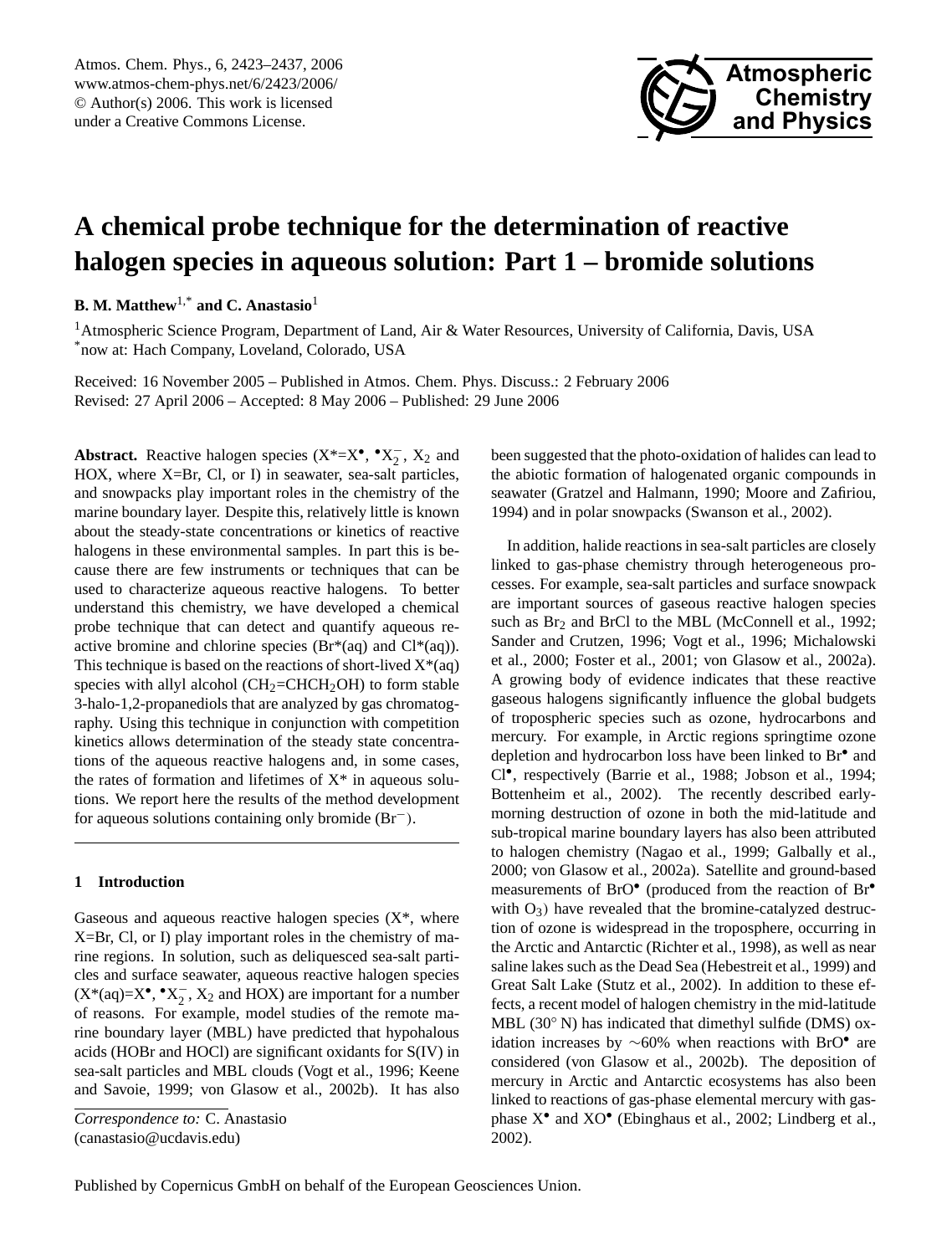# A chemical probe technique for the determination of reactive halogen species in aqueous solution: Part 1 – bromide solutions

**B. M. Matthew**[1,*] **and C. Anastasio**[1]

[1]Atmospheric Science Program, Department of Land, Air & Water Resources, University of California, Davis, USA
[*]now at: Hach Company, Loveland, Colorado, USA

Received: 16 November 2005 – Published in Atmos. Chem. Phys. Discuss.: 2 February 2006
Revised: 27 April 2006 – Accepted: 8 May 2006 – Published: 29 June 2006

**Abstract.** Reactive halogen species ($X^*=X^\bullet$, $^\bullet X_2^-$, $X_2$ and HOX, where X=Br, Cl, or I) in seawater, sea-salt particles, and snowpacks play important roles in the chemistry of the marine boundary layer. Despite this, relatively little is known about the steady-state concentrations or kinetics of reactive halogens in these environmental samples. In part this is because there are few instruments or techniques that can be used to characterize aqueous reactive halogens. To better understand this chemistry, we have developed a chemical probe technique that can detect and quantify aqueous reactive bromine and chlorine species (Br*(aq) and Cl*(aq)). This technique is based on the reactions of short-lived X*(aq) species with allyl alcohol ($CH_2=CHCH_2OH$) to form stable 3-halo-1,2-propanediols that are analyzed by gas chromatography. Using this technique in conjunction with competition kinetics allows determination of the steady state concentrations of the aqueous reactive halogens and, in some cases, the rates of formation and lifetimes of X* in aqueous solutions. We report here the results of the method development for aqueous solutions containing only bromide ($Br^-$).

## 1 Introduction

Gaseous and aqueous reactive halogen species (X*, where X=Br, Cl, or I) play important roles in the chemistry of marine regions. In solution, such as deliquesced sea-salt particles and surface seawater, aqueous reactive halogen species ($X^*(aq)=X^\bullet$, $^\bullet X_2^-$, $X_2$ and HOX) are important for a number of reasons. For example, model studies of the remote marine boundary layer (MBL) have predicted that hypohalous acids (HOBr and HOCl) are significant oxidants for S(IV) in sea-salt particles and MBL clouds (Vogt et al., 1996; Keene and Savoie, 1999; von Glasow et al., 2002b). It has also been suggested that the photo-oxidation of halides can lead to the abiotic formation of halogenated organic compounds in seawater (Gratzel and Halmann, 1990; Moore and Zafiriou, 1994) and in polar snowpacks (Swanson et al., 2002).

In addition, halide reactions in sea-salt particles are closely linked to gas-phase chemistry through heterogeneous processes. For example, sea-salt particles and surface snowpack are important sources of gaseous reactive halogen species such as $Br_2$ and BrCl to the MBL (McConnell et al., 1992; Sander and Crutzen, 1996; Vogt et al., 1996; Michalowski et al., 2000; Foster et al., 2001; von Glasow et al., 2002a). A growing body of evidence indicates that these reactive gaseous halogens significantly influence the global budgets of tropospheric species such as ozone, hydrocarbons and mercury. For example, in Arctic regions springtime ozone depletion and hydrocarbon loss have been linked to $Br^\bullet$ and $Cl^\bullet$, respectively (Barrie et al., 1988; Jobson et al., 1994; Bottenheim et al., 2002). The recently described early-morning destruction of ozone in both the mid-latitude and sub-tropical marine boundary layers has also been attributed to halogen chemistry (Nagao et al., 1999; Galbally et al., 2000; von Glasow et al., 2002a). Satellite and ground-based measurements of $BrO^\bullet$ (produced from the reaction of $Br^\bullet$ with $O_3$) have revealed that the bromine-catalyzed destruction of ozone is widespread in the troposphere, occurring in the Arctic and Antarctic (Richter et al., 1998), as well as near saline lakes such as the Dead Sea (Hebestreit et al., 1999) and Great Salt Lake (Stutz et al., 2002). In addition to these effects, a recent model of halogen chemistry in the mid-latitude MBL (30° N) has indicated that dimethyl sulfide (DMS) oxidation increases by ~60% when reactions with $BrO^\bullet$ are considered (von Glasow et al., 2002b). The deposition of mercury in Arctic and Antarctic ecosystems has also been linked to reactions of gas-phase elemental mercury with gas-phase $X^\bullet$ and $XO^\bullet$ (Ebinghaus et al., 2002; Lindberg et al., 2002).

*Correspondence to:* C. Anastasio
(canastasio@ucdavis.edu)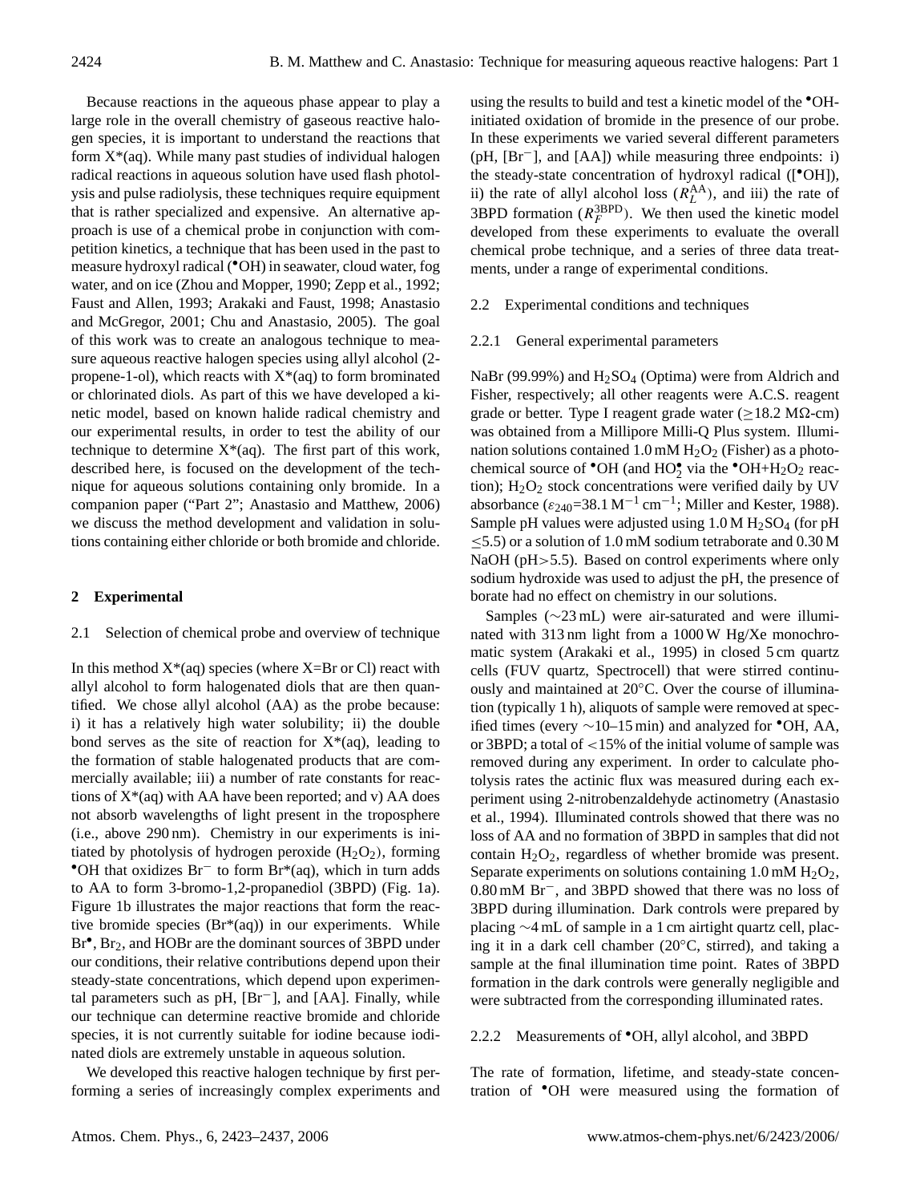Because reactions in the aqueous phase appear to play a large role in the overall chemistry of gaseous reactive halogen species, it is important to understand the reactions that form X*(aq). While many past studies of individual halogen radical reactions in aqueous solution have used flash photolysis and pulse radiolysis, these techniques require equipment that is rather specialized and expensive. An alternative approach is use of a chemical probe in conjunction with competition kinetics, a technique that has been used in the past to measure hydroxyl radical ($^{\bullet}$OH) in seawater, cloud water, fog water, and on ice (Zhou and Mopper, 1990; Zepp et al., 1992; Faust and Allen, 1993; Arakaki and Faust, 1998; Anastasio and McGregor, 2001; Chu and Anastasio, 2005). The goal of this work was to create an analogous technique to measure aqueous reactive halogen species using allyl alcohol (2-propene-1-ol), which reacts with X*(aq) to form brominated or chlorinated diols. As part of this we have developed a kinetic model, based on known halide radical chemistry and our experimental results, in order to test the ability of our technique to determine X*(aq). The first part of this work, described here, is focused on the development of the technique for aqueous solutions containing only bromide. In a companion paper ("Part 2"; Anastasio and Matthew, 2006) we discuss the method development and validation in solutions containing either chloride or both bromide and chloride.

## 2 Experimental

### 2.1 Selection of chemical probe and overview of technique

In this method X*(aq) species (where X=Br or Cl) react with allyl alcohol to form halogenated diols that are then quantified. We chose allyl alcohol (AA) as the probe because: i) it has a relatively high water solubility; ii) the double bond serves as the site of reaction for X*(aq), leading to the formation of stable halogenated products that are commercially available; iii) a number of rate constants for reactions of X*(aq) with AA have been reported; and v) AA does not absorb wavelengths of light present in the troposphere (i.e., above 290 nm). Chemistry in our experiments is initiated by photolysis of hydrogen peroxide ($H_2O_2$), forming $^{\bullet}$OH that oxidizes $Br^-$ to form Br*(aq), which in turn adds to AA to form 3-bromo-1,2-propanediol (3BPD) (Fig. 1a). Figure 1b illustrates the major reactions that form the reactive bromide species (Br*(aq)) in our experiments. While $Br^{\bullet}$, $Br_2$, and HOBr are the dominant sources of 3BPD under our conditions, their relative contributions depend upon their steady-state concentrations, which depend upon experimental parameters such as pH, [$Br^-$], and [AA]. Finally, while our technique can determine reactive bromide and chloride species, it is not currently suitable for iodine because iodinated diols are extremely unstable in aqueous solution.

We developed this reactive halogen technique by first performing a series of increasingly complex experiments and using the results to build and test a kinetic model of the $^{\bullet}$OH-initiated oxidation of bromide in the presence of our probe. In these experiments we varied several different parameters (pH, [$Br^-$], and [AA]) while measuring three endpoints: i) the steady-state concentration of hydroxyl radical ([$^{\bullet}$OH]), ii) the rate of allyl alcohol loss ($R_L^{AA}$), and iii) the rate of 3BPD formation ($R_F^{3BPD}$). We then used the kinetic model developed from these experiments to evaluate the overall chemical probe technique, and a series of three data treatments, under a range of experimental conditions.

### 2.2 Experimental conditions and techniques

#### 2.2.1 General experimental parameters

NaBr (99.99%) and $H_2SO_4$ (Optima) were from Aldrich and Fisher, respectively; all other reagents were A.C.S. reagent grade or better. Type I reagent grade water ($\geq$18.2 MΩ-cm) was obtained from a Millipore Milli-Q Plus system. Illumination solutions contained 1.0 mM $H_2O_2$ (Fisher) as a photochemical source of $^{\bullet}$OH (and $HO_2^{\bullet}$ via the $^{\bullet}$OH+$H_2O_2$ reaction); $H_2O_2$ stock concentrations were verified daily by UV absorbance ($\varepsilon_{240}$=38.1 $M^{-1}$ $cm^{-1}$; Miller and Kester, 1988). Sample pH values were adjusted using 1.0 M $H_2SO_4$ (for pH $\leq$5.5) or a solution of 1.0 mM sodium tetraborate and 0.30 M NaOH (pH>5.5). Based on control experiments where only sodium hydroxide was used to adjust the pH, the presence of borate had no effect on chemistry in our solutions.

Samples (∼23 mL) were air-saturated and were illuminated with 313 nm light from a 1000 W Hg/Xe monochromatic system (Arakaki et al., 1995) in closed 5 cm quartz cells (FUV quartz, Spectrocell) that were stirred continuously and maintained at 20°C. Over the course of illumination (typically 1 h), aliquots of sample were removed at specified times (every ∼10–15 min) and analyzed for $^{\bullet}$OH, AA, or 3BPD; a total of <15% of the initial volume of sample was removed during any experiment. In order to calculate photolysis rates the actinic flux was measured during each experiment using 2-nitrobenzaldehyde actinometry (Anastasio et al., 1994). Illuminated controls showed that there was no loss of AA and no formation of 3BPD in samples that did not contain $H_2O_2$, regardless of whether bromide was present. Separate experiments on solutions containing 1.0 mM $H_2O_2$, 0.80 mM $Br^-$, and 3BPD showed that there was no loss of 3BPD during illumination. Dark controls were prepared by placing ∼4 mL of sample in a 1 cm airtight quartz cell, placing it in a dark cell chamber (20°C, stirred), and taking a sample at the final illumination time point. Rates of 3BPD formation in the dark controls were generally negligible and were subtracted from the corresponding illuminated rates.

#### 2.2.2 Measurements of $^{\bullet}$OH, allyl alcohol, and 3BPD

The rate of formation, lifetime, and steady-state concentration of $^{\bullet}$OH were measured using the formation of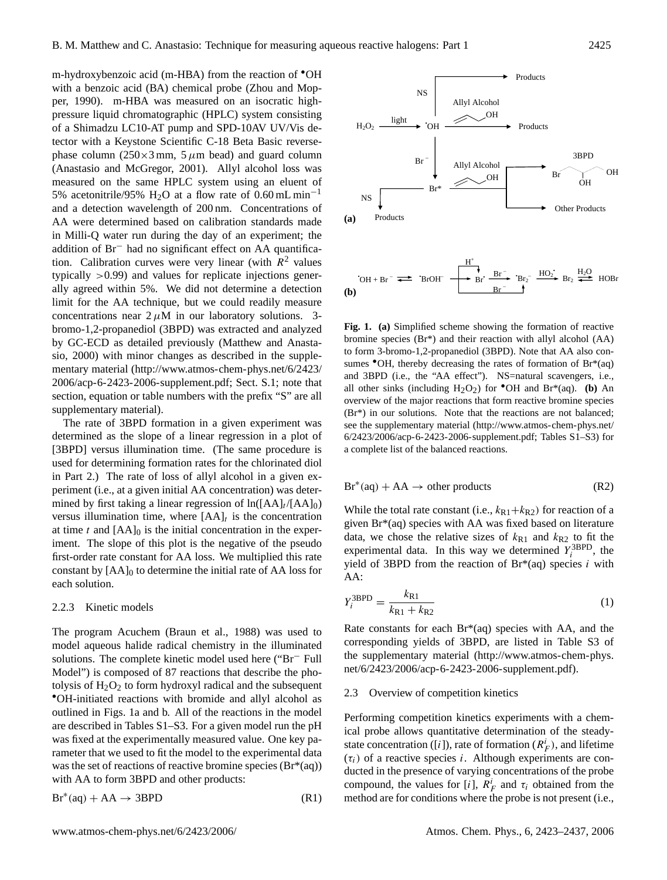m-hydroxybenzoic acid (m-HBA) from the reaction of $^{\bullet}$OH with a benzoic acid (BA) chemical probe (Zhou and Mopper, 1990). m-HBA was measured on an isocratic high-pressure liquid chromatographic (HPLC) system consisting of a Shimadzu LC10-AT pump and SPD-10AV UV/Vis detector with a Keystone Scientific C-18 Beta Basic reverse-phase column ($250\times3$ mm, 5 $\mu$m bead) and guard column (Anastasio and McGregor, 2001). Allyl alcohol loss was measured on the same HPLC system using an eluent of 5% acetonitrile/95% $H_2O$ at a flow rate of 0.60 mL min$^{-1}$ and a detection wavelength of 200 nm. Concentrations of AA were determined based on calibration standards made in Milli-Q water run during the day of an experiment; the addition of $Br^-$ had no significant effect on AA quantification. Calibration curves were very linear (with $R^2$ values typically $>0.99$) and values for replicate injections generally agreed within 5%. We did not determine a detection limit for the AA technique, but we could readily measure concentrations near 2 $\mu$M in our laboratory solutions. 3-bromo-1,2-propanediol (3BPD) was extracted and analyzed by GC-ECD as detailed previously (Matthew and Anastasio, 2000) with minor changes as described in the supplementary material (http://www.atmos-chem-phys.net/6/2423/2006/acp-6-2423-2006-supplement.pdf; Sect. S.1; note that section, equation or table numbers with the prefix "S" are all supplementary material).

The rate of 3BPD formation in a given experiment was determined as the slope of a linear regression in a plot of [3BPD] versus illumination time. (The same procedure is used for determining formation rates for the chlorinated diol in Part 2.) The rate of loss of allyl alcohol in a given experiment (i.e., at a given initial AA concentration) was determined by first taking a linear regression of $\ln([AA]_t/[AA]_0)$ versus illumination time, where $[AA]_t$ is the concentration at time $t$ and $[AA]_0$ is the initial concentration in the experiment. The slope of this plot is the negative of the pseudo first-order rate constant for AA loss. We multiplied this rate constant by $[AA]_0$ to determine the initial rate of AA loss for each solution.

#### 2.2.3 Kinetic models

The program Acuchem (Braun et al., 1988) was used to model aqueous halide radical chemistry in the illuminated solutions. The complete kinetic model used here ("$Br^-$ Full Model") is composed of 87 reactions that describe the photolysis of $H_2O_2$ to form hydroxyl radical and the subsequent $^{\bullet}$OH-initiated reactions with bromide and allyl alcohol as outlined in Figs. 1a and b. All of the reactions in the model are described in Tables S1–S3. For a given model run the pH was fixed at the experimentally measured value. One key parameter that we used to fit the model to the experimental data was the set of reactions of reactive bromine species (Br*(aq)) with AA to form 3BPD and other products:

$$\mathrm{Br^*(aq) + AA \rightarrow 3BPD} \tag{R1}$$

**Fig. 1. (a)** Simplified scheme showing the formation of reactive bromine species (Br*) and their reaction with allyl alcohol (AA) to form 3-bromo-1,2-propanediol (3BPD). Note that AA also consumes $^{\bullet}$OH, thereby decreasing the rates of formation of Br*(aq) and 3BPD (i.e., the "AA effect"). NS=natural scavengers, i.e., all other sinks (including $H_2O_2$) for $^{\bullet}$OH and Br*(aq). **(b)** An overview of the major reactions that form reactive bromine species (Br*) in our solutions. Note that the reactions are not balanced; see the supplementary material (http://www.atmos-chem-phys.net/6/2423/2006/acp-6-2423-2006-supplement.pdf; Tables S1–S3) for a complete list of the balanced reactions.

$$\mathrm{Br^*(aq) + AA \rightarrow other\ products} \tag{R2}$$

While the total rate constant (i.e., $k_{R1}+k_{R2}$) for reaction of a given Br*(aq) species with AA was fixed based on literature data, we chose the relative sizes of $k_{R1}$ and $k_{R2}$ to fit the experimental data. In this way we determined $Y_i^{3BPD}$, the yield of 3BPD from the reaction of Br*(aq) species $i$ with AA:

$$Y_i^{3BPD} = \frac{k_{R1}}{k_{R1} + k_{R2}} \tag{1}$$

Rate constants for each Br*(aq) species with AA, and the corresponding yields of 3BPD, are listed in Table S3 of the supplementary material (http://www.atmos-chem-phys.net/6/2423/2006/acp-6-2423-2006-supplement.pdf).

### 2.3 Overview of competition kinetics

Performing competition kinetics experiments with a chemical probe allows quantitative determination of the steady-state concentration ($[i]$), rate of formation ($R_F^i$), and lifetime ($\tau_i$) of a reactive species $i$. Although experiments are conducted in the presence of varying concentrations of the probe compound, the values for $[i]$, $R_F^i$ and $\tau_i$ obtained from the method are for conditions where the probe is not present (i.e.,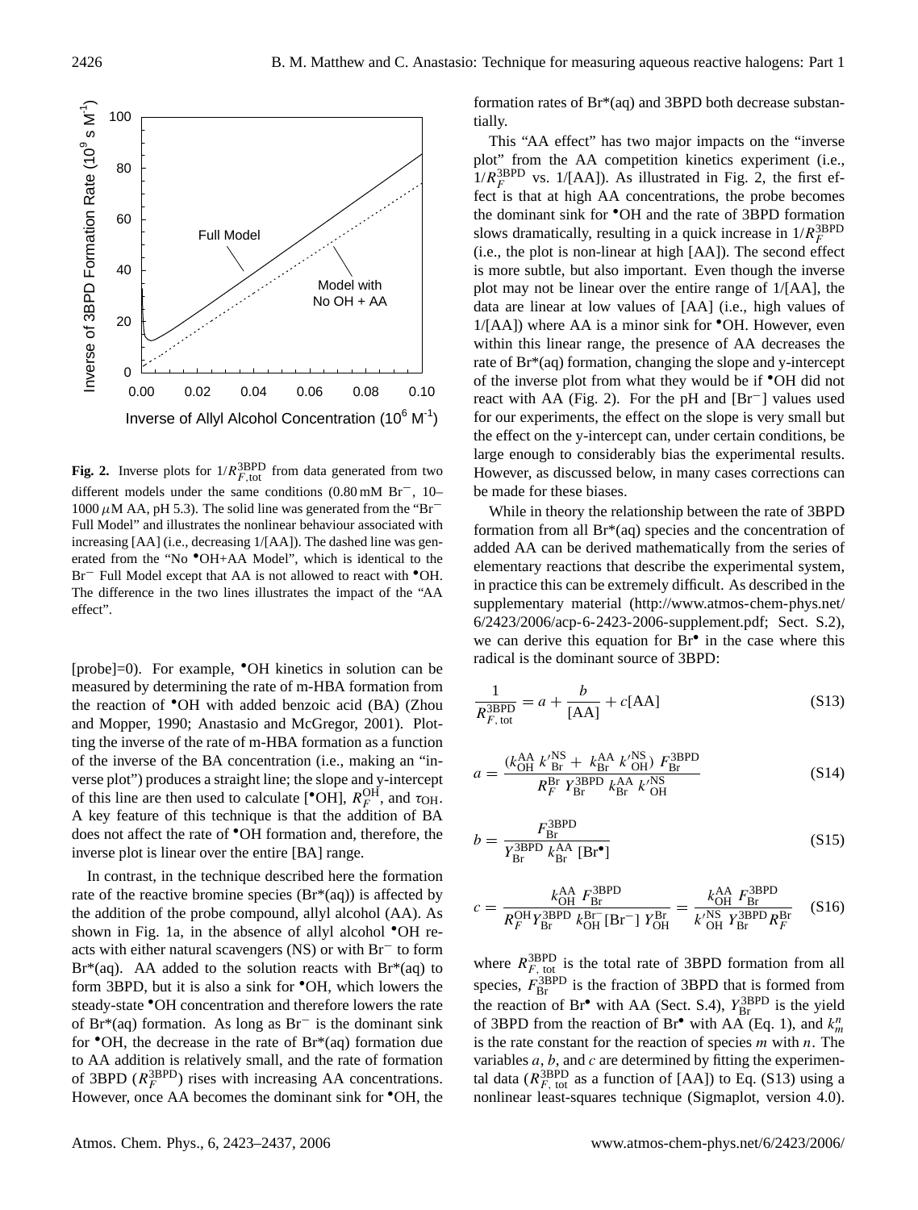**Fig. 2.** Inverse plots for $1/R_{F,\mathrm{tot}}^{\mathrm{3BPD}}$ from data generated from two different models under the same conditions (0.80 mM $Br^-$, 10–1000 $\mu$M AA, pH 5.3). The solid line was generated from the "$Br^-$ Full Model" and illustrates the nonlinear behaviour associated with increasing [AA] (i.e., decreasing 1/[AA]). The dashed line was generated from the "No $^\bullet$OH+AA Model", which is identical to the $Br^-$ Full Model except that AA is not allowed to react with $^\bullet$OH. The difference in the two lines illustrates the impact of the "AA effect".

[probe]=0). For example, $^\bullet$OH kinetics in solution can be measured by determining the rate of m-HBA formation from the reaction of $^\bullet$OH with added benzoic acid (BA) (Zhou and Mopper, 1990; Anastasio and McGregor, 2001). Plotting the inverse of the rate of m-HBA formation as a function of the inverse of the BA concentration (i.e., making an "inverse plot") produces a straight line; the slope and y-intercept of this line are then used to calculate [$^\bullet$OH], $R_F^{\mathrm{OH}}$, and $\tau_{\mathrm{OH}}$. A key feature of this technique is that the addition of BA does not affect the rate of $^\bullet$OH formation and, therefore, the inverse plot is linear over the entire [BA] range.

In contrast, in the technique described here the formation rate of the reactive bromine species (Br*(aq)) is affected by the addition of the probe compound, allyl alcohol (AA). As shown in Fig. 1a, in the absence of allyl alcohol $^\bullet$OH reacts with either natural scavengers (NS) or with $Br^-$ to form Br*(aq). AA added to the solution reacts with Br*(aq) to form 3BPD, but it is also a sink for $^\bullet$OH, which lowers the steady-state $^\bullet$OH concentration and therefore lowers the rate of Br*(aq) formation. As long as $Br^-$ is the dominant sink for $^\bullet$OH, the decrease in the rate of Br*(aq) formation due to AA addition is relatively small, and the rate of formation of 3BPD ($R_F^{\mathrm{3BPD}}$) rises with increasing AA concentrations. However, once AA becomes the dominant sink for $^\bullet$OH, the formation rates of Br*(aq) and 3BPD both decrease substantially.

This "AA effect" has two major impacts on the "inverse plot" from the AA competition kinetics experiment (i.e., $1/R_F^{\mathrm{3BPD}}$ vs. 1/[AA]). As illustrated in Fig. 2, the first effect is that at high AA concentrations, the probe becomes the dominant sink for $^\bullet$OH and the rate of 3BPD formation slows dramatically, resulting in a quick increase in $1/R_F^{\mathrm{3BPD}}$ (i.e., the plot is non-linear at high [AA]). The second effect is more subtle, but also important. Even though the inverse plot may not be linear over the entire range of 1/[AA], the data are linear at low values of [AA] (i.e., high values of 1/[AA]) where AA is a minor sink for $^\bullet$OH. However, even within this linear range, the presence of AA decreases the rate of Br*(aq) formation, changing the slope and y-intercept of the inverse plot from what they would be if $^\bullet$OH did not react with AA (Fig. 2). For the pH and [$Br^-$] values used for our experiments, the effect on the slope is very small but the effect on the y-intercept can, under certain conditions, be large enough to considerably bias the experimental results. However, as discussed below, in many cases corrections can be made for these biases.

While in theory the relationship between the rate of 3BPD formation from all Br*(aq) species and the concentration of added AA can be derived mathematically from the series of elementary reactions that describe the experimental system, in practice this can be extremely difficult. As described in the supplementary material (http://www.atmos-chem-phys.net/6/2423/2006/acp-6-2423-2006-supplement.pdf; Sect. S.2), we can derive this equation for $Br^\bullet$ in the case where this radical is the dominant source of 3BPD:

$$\frac{1}{R_{F,\,\mathrm{tot}}^{\mathrm{3BPD}}} = a + \frac{b}{[\mathrm{AA}]} + c[\mathrm{AA}] \tag{S13}$$

$$a = \frac{(k_{\mathrm{OH}}^{\mathrm{AA}}\, k'^{\mathrm{NS}}_{\mathrm{Br}} + k_{\mathrm{Br}}^{\mathrm{AA}}\, k'^{\mathrm{NS}}_{\mathrm{OH}})\, F_{\mathrm{Br}}^{\mathrm{3BPD}}}{R_F^{\mathrm{Br}}\, Y_{\mathrm{Br}}^{\mathrm{3BPD}}\, k_{\mathrm{Br}}^{\mathrm{AA}}\, k'^{\mathrm{NS}}_{\mathrm{OH}}} \tag{S14}$$

$$b = \frac{F_{\mathrm{Br}}^{\mathrm{3BPD}}}{Y_{\mathrm{Br}}^{\mathrm{3BPD}}\, k_{\mathrm{Br}}^{\mathrm{AA}}\, [\mathrm{Br}^\bullet]} \tag{S15}$$

$$c = \frac{k_{\mathrm{OH}}^{\mathrm{AA}}\, F_{\mathrm{Br}}^{\mathrm{3BPD}}}{R_F^{\mathrm{OH}} Y_{\mathrm{Br}}^{\mathrm{3BPD}}\, k_{\mathrm{OH}}^{\mathrm{Br^-}} [\mathrm{Br^-}]\, Y_{\mathrm{OH}}^{\mathrm{Br}}} = \frac{k_{\mathrm{OH}}^{\mathrm{AA}}\, F_{\mathrm{Br}}^{\mathrm{3BPD}}}{k'^{\mathrm{NS}}_{\mathrm{OH}}\, Y_{\mathrm{Br}}^{\mathrm{3BPD}} R_F^{\mathrm{Br}}} \tag{S16}$$

where $R_{F,\,\mathrm{tot}}^{\mathrm{3BPD}}$ is the total rate of 3BPD formation from all species, $F_{\mathrm{Br}}^{\mathrm{3BPD}}$ is the fraction of 3BPD that is formed from the reaction of $Br^\bullet$ with AA (Sect. S.4), $Y_{\mathrm{Br}}^{\mathrm{3BPD}}$ is the yield of 3BPD from the reaction of $Br^\bullet$ with AA (Eq. 1), and $k_m^n$ is the rate constant for the reaction of species $m$ with $n$. The variables $a$, $b$, and $c$ are determined by fitting the experimental data ($R_{F,\,\mathrm{tot}}^{\mathrm{3BPD}}$ as a function of [AA]) to Eq. (S13) using a nonlinear least-squares technique (Sigmaplot, version 4.0).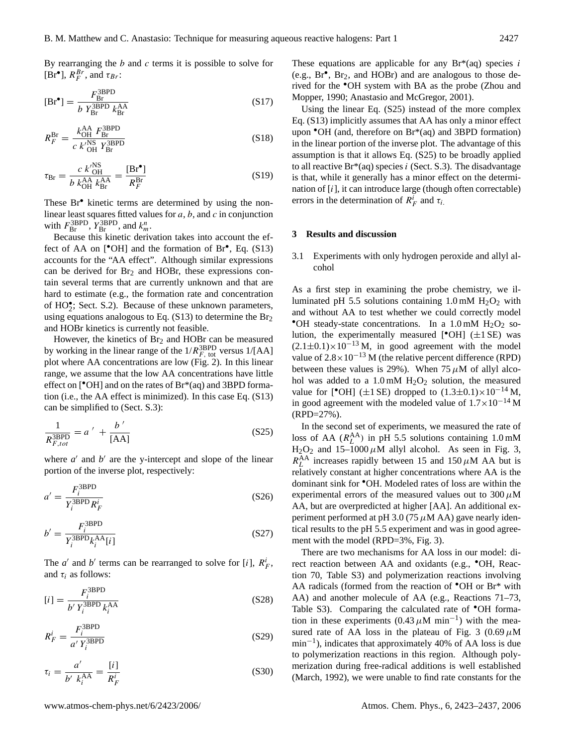By rearranging the $b$ and $c$ terms it is possible to solve for $[\mathrm{Br}^\bullet]$, $R_F^{Br}$, and $\tau_{Br}$:

$$[\mathrm{Br}^\bullet] = \frac{F_{\mathrm{Br}}^{\mathrm{3BPD}}}{b\ Y_{\mathrm{Br}}^{\mathrm{3BPD}}\ k_{\mathrm{Br}}^{\mathrm{AA}}} \tag{S17}$$

$$R_F^{\mathrm{Br}} = \frac{k_{\mathrm{OH}}^{\mathrm{AA}}\ F_{\mathrm{Br}}^{\mathrm{3BPD}}}{c\ k'^{\mathrm{NS}}_{\mathrm{OH}}\ Y_{\mathrm{Br}}^{\mathrm{3BPD}}} \tag{S18}$$

$$\tau_{\mathrm{Br}} = \frac{c\ k'^{\mathrm{NS}}_{\mathrm{OH}}}{b\ k_{\mathrm{OH}}^{\mathrm{AA}}\ k_{\mathrm{Br}}^{\mathrm{AA}}} = \frac{[\mathrm{Br}^\bullet]}{R_F^{\mathrm{Br}}} \tag{S19}$$

These $\mathrm{Br}^\bullet$ kinetic terms are determined by using the non-linear least squares fitted values for $a$, $b$, and $c$ in conjunction with $F_{\mathrm{Br}}^{\mathrm{3BPD}}$, $Y_{\mathrm{Br}}^{\mathrm{3BPD}}$, and $k_m^n$.

Because this kinetic derivation takes into account the effect of AA on $[^\bullet\mathrm{OH}]$ and the formation of $\mathrm{Br}^\bullet$, Eq. (S13) accounts for the "AA effect". Although similar expressions can be derived for $Br_2$ and HOBr, these expressions contain several terms that are currently unknown and that are hard to estimate (e.g., the formation rate and concentration of $\mathrm{HO}_2^\bullet$; Sect. S.2). Because of these unknown parameters, using equations analogous to Eq. (S13) to determine the $Br_2$ and HOBr kinetics is currently not feasible.

However, the kinetics of $Br_2$ and HOBr can be measured by working in the linear range of the $1/R_{F,\,\mathrm{tot}}^{\mathrm{3BPD}}$ versus 1/[AA] plot where AA concentrations are low (Fig. 2). In this linear range, we assume that the low AA concentrations have little effect on $[^\bullet\mathrm{OH}]$ and on the rates of Br*(aq) and 3BPD formation (i.e., the AA effect is minimized). In this case Eq. (S13) can be simplified to (Sect. S.3):

$$\frac{1}{R_{F,tot}^{\mathrm{3BPD}}} = a' + \frac{b'}{[\mathrm{AA}]} \tag{S25}$$

where $a'$ and $b'$ are the y-intercept and slope of the linear portion of the inverse plot, respectively:

$$a' = \frac{F_i^{\mathrm{3BPD}}}{Y_i^{\mathrm{3BPD}} R_F^i} \tag{S26}$$

$$b' = \frac{F_i^{\mathrm{3BPD}}}{Y_i^{\mathrm{3BPD}} k_i^{\mathrm{AA}} [i]} \tag{S27}$$

The $a'$ and $b'$ terms can be rearranged to solve for $[i]$, $R_F^i$, and $\tau_i$ as follows:

$$[i] = \frac{F_i^{\mathrm{3BPD}}}{b'\ Y_i^{\mathrm{3BPD}}\ k_i^{\mathrm{AA}}} \tag{S28}$$

$$R_F^i = \frac{F_i^{\mathrm{3BPD}}}{a'\ Y_i^{\mathrm{3BPD}}} \tag{S29}$$

$$\tau_i = \frac{a'}{b'\ k_i^{\mathrm{AA}}} = \frac{[i]}{R_F^i} \tag{S30}$$

These equations are applicable for any Br*(aq) species $i$ (e.g., $\mathrm{Br}^\bullet$, $Br_2$, and HOBr) and are analogous to those derived for the $^\bullet$OH system with BA as the probe (Zhou and Mopper, 1990; Anastasio and McGregor, 2001).

Using the linear Eq. (S25) instead of the more complex Eq. (S13) implicitly assumes that AA has only a minor effect upon $^\bullet$OH (and, therefore on Br*(aq) and 3BPD formation) in the linear portion of the inverse plot. The advantage of this assumption is that it allows Eq. (S25) to be broadly applied to all reactive Br*(aq) species $i$ (Sect. S.3). The disadvantage is that, while it generally has a minor effect on the determination of $[i]$, it can introduce large (though often correctable) errors in the determination of $R_F^i$ and $\tau_i$.

## 3 Results and discussion

### 3.1 Experiments with only hydrogen peroxide and allyl alcohol

As a first step in examining the probe chemistry, we illuminated pH 5.5 solutions containing 1.0 mM $H_2O_2$ with and without AA to test whether we could correctly model $^\bullet$OH steady-state concentrations. In a 1.0 mM $H_2O_2$ solution, the experimentally measured $[^\bullet\mathrm{OH}]$ (±1 SE) was $(2.1\pm0.1)\times10^{-13}$ M, in good agreement with the model value of $2.8\times10^{-13}$ M (the relative percent difference (RPD) between these values is 29%). When 75 $\mu$M of allyl alcohol was added to a 1.0 mM $H_2O_2$ solution, the measured value for $[^\bullet\mathrm{OH}]$ (±1 SE) dropped to $(1.3\pm0.1)\times10^{-14}$ M, in good agreement with the modeled value of $1.7\times10^{-14}$ M (RPD=27%).

In the second set of experiments, we measured the rate of loss of AA ($R_L^{\mathrm{AA}}$) in pH 5.5 solutions containing 1.0 mM $H_2O_2$ and 15–1000 $\mu$M allyl alcohol. As seen in Fig. 3, $R_L^{\mathrm{AA}}$ increases rapidly between 15 and 150 $\mu$M AA but is relatively constant at higher concentrations where AA is the dominant sink for $^\bullet$OH. Modeled rates of loss are within the experimental errors of the measured values out to 300 $\mu$M AA, but are overpredicted at higher [AA]. An additional experiment performed at pH 3.0 (75 $\mu$M AA) gave nearly identical results to the pH 5.5 experiment and was in good agreement with the model (RPD=3%, Fig. 3).

There are two mechanisms for AA loss in our model: direct reaction between AA and oxidants (e.g., $^\bullet$OH, Reaction 70, Table S3) and polymerization reactions involving AA radicals (formed from the reaction of $^\bullet$OH or Br* with AA) and another molecule of AA (e.g., Reactions 71–73, Table S3). Comparing the calculated rate of $^\bullet$OH formation in these experiments (0.43 $\mu$M min$^{-1}$) with the measured rate of AA loss in the plateau of Fig. 3 (0.69 $\mu$M min$^{-1}$), indicates that approximately 40% of AA loss is due to polymerization reactions in this region. Although polymerization during free-radical additions is well established (March, 1992), we were unable to find rate constants for the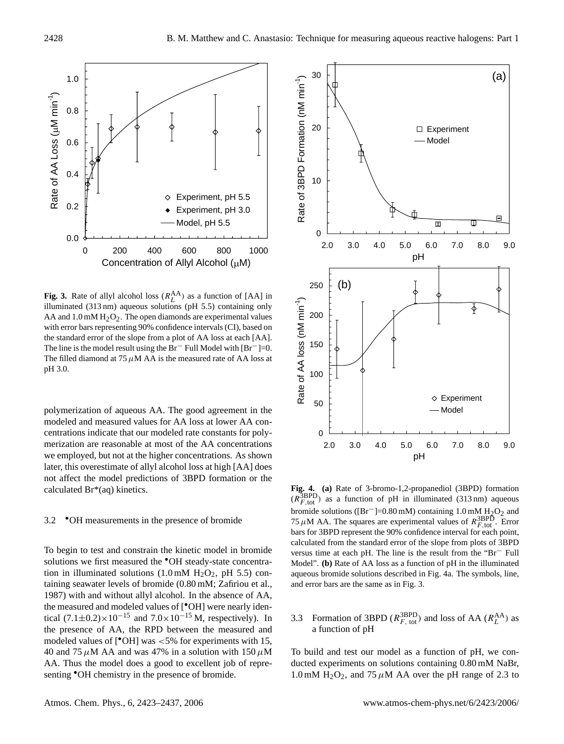**Fig. 3.** Rate of allyl alcohol loss ($R_L^{AA}$) as a function of [AA] in illuminated (313 nm) aqueous solutions (pH 5.5) containing only AA and 1.0 mM $H_2O_2$. The open diamonds are experimental values with error bars representing 90% confidence intervals (CI), based on the standard error of the slope from a plot of AA loss at each [AA]. The line is the model result using the $Br^-$ Full Model with $[Br^-]$=0. The filled diamond at 75 $\mu$M AA is the measured rate of AA loss at pH 3.0.

polymerization of aqueous AA. The good agreement in the modeled and measured values for AA loss at lower AA concentrations indicate that our modeled rate constants for polymerization are reasonable at most of the AA concentrations we employed, but not at the higher concentrations. As shown later, this overestimate of allyl alcohol loss at high [AA] does not affect the model predictions of 3BPD formation or the calculated Br*(aq) kinetics.

### 3.2 •OH measurements in the presence of bromide

To begin to test and constrain the kinetic model in bromide solutions we first measured the •OH steady-state concentration in illuminated solutions (1.0 mM $H_2O_2$, pH 5.5) containing seawater levels of bromide (0.80 mM; Zafiriou et al., 1987) with and without allyl alcohol. In the absence of AA, the measured and modeled values of [•OH] were nearly identical $(7.1\pm0.2)\times10^{-15}$ and $7.0\times10^{-15}$ M, respectively). In the presence of AA, the RPD between the measured and modeled values of [•OH] was <5% for experiments with 15, 40 and 75 $\mu$M AA and was 47% in a solution with 150 $\mu$M AA. Thus the model does a good to excellent job of representing •OH chemistry in the presence of bromide.

**Fig. 4. (a)** Rate of 3-bromo-1,2-propanediol (3BPD) formation ($R_{F,\text{tot}}^{3BPD}$) as a function of pH in illuminated (313 nm) aqueous bromide solutions ($[Br^-]$=0.80 mM) containing 1.0 mM $H_2O_2$ and 75 $\mu$M AA. The squares are experimental values of $R_{F,\text{tot}}^{3BPD}$. Error bars for 3BPD represent the 90% confidence interval for each point, calculated from the standard error of the slope from plots of 3BPD versus time at each pH. The line is the result from the "$Br^-$ Full Model". **(b)** Rate of AA loss as a function of pH in the illuminated aqueous bromide solutions described in Fig. 4a. The symbols, line, and error bars are the same as in Fig. 3.

### 3.3 Formation of 3BPD ($R_{F,\text{tot}}^{3BPD}$) and loss of AA ($R_L^{AA}$) as a function of pH

To build and test our model as a function of pH, we conducted experiments on solutions containing 0.80 mM NaBr, 1.0 mM $H_2O_2$, and 75 $\mu$M AA over the pH range of 2.3 to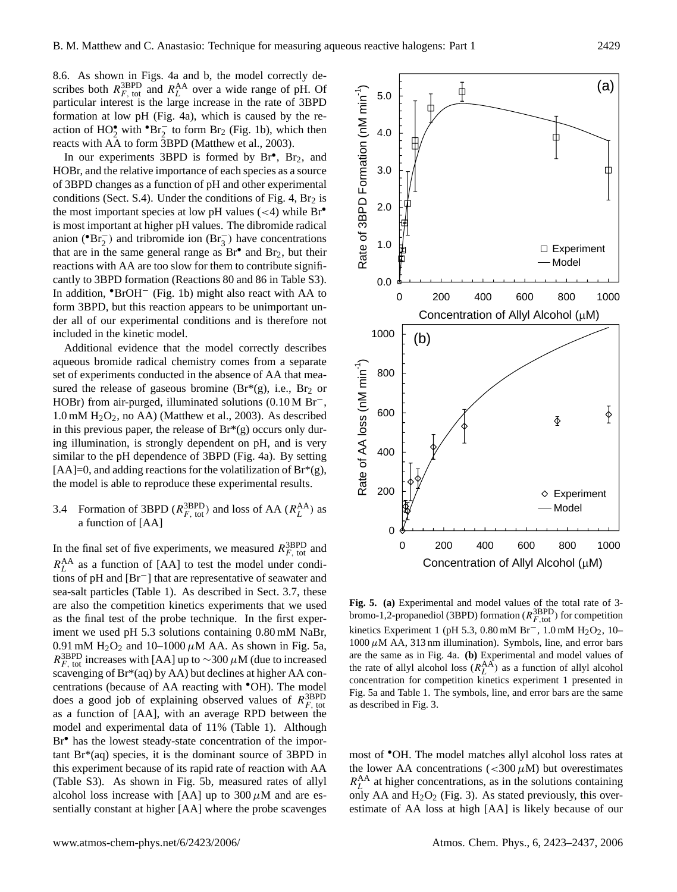8.6. As shown in Figs. 4a and b, the model correctly describes both $R_{F,\text{tot}}^{3BPD}$ and $R_L^{AA}$ over a wide range of pH. Of particular interest is the large increase in the rate of 3BPD formation at low pH (Fig. 4a), which is caused by the reaction of $HO_2^\bullet$ with $^\bullet Br_2^-$ to form $Br_2$ (Fig. 1b), which then reacts with AA to form 3BPD (Matthew et al., 2003).

In our experiments 3BPD is formed by $Br^\bullet$, $Br_2$, and HOBr, and the relative importance of each species as a source of 3BPD changes as a function of pH and other experimental conditions (Sect. S.4). Under the conditions of Fig. 4, $Br_2$ is the most important species at low pH values (<4) while $Br^\bullet$ is most important at higher pH values. The dibromide radical anion ($^\bullet Br_2^-$) and tribromide ion ($Br_3^-$) have concentrations that are in the same general range as $Br^\bullet$ and $Br_2$, but their reactions with AA are too slow for them to contribute significantly to 3BPD formation (Reactions 80 and 86 in Table S3). In addition, $^\bullet BrOH^-$ (Fig. 1b) might also react with AA to form 3BPD, but this reaction appears to be unimportant under all of our experimental conditions and is therefore not included in the kinetic model.

Additional evidence that the model correctly describes aqueous bromide radical chemistry comes from a separate set of experiments conducted in the absence of AA that measured the release of gaseous bromine (Br*(g), i.e., $Br_2$ or HOBr) from air-purged, illuminated solutions (0.10 M $Br^-$, 1.0 mM $H_2O_2$, no AA) (Matthew et al., 2003). As described in this previous paper, the release of Br*(g) occurs only during illumination, is strongly dependent on pH, and is very similar to the pH dependence of 3BPD (Fig. 4a). By setting [AA]=0, and adding reactions for the volatilization of Br*(g), the model is able to reproduce these experimental results.

### 3.4 Formation of 3BPD ($R_{F,\text{tot}}^{3BPD}$) and loss of AA ($R_L^{AA}$) as a function of [AA]

In the final set of five experiments, we measured $R_{F,\text{tot}}^{3BPD}$ and $R_L^{AA}$ as a function of [AA] to test the model under conditions of pH and [$Br^-$] that are representative of seawater and sea-salt particles (Table 1). As described in Sect. 3.7, these are also the competition kinetics experiments that we used as the final test of the probe technique. In the first experiment we used pH 5.3 solutions containing 0.80 mM NaBr, 0.91 mM $H_2O_2$ and 10–1000 $\mu$M AA. As shown in Fig. 5a, $R_{F,\text{tot}}^{3BPD}$ increases with [AA] up to ∼300 $\mu$M (due to increased scavenging of Br*(aq) by AA) but declines at higher AA concentrations (because of AA reacting with $^\bullet OH$). The model does a good job of explaining observed values of $R_{F,\text{tot}}^{3BPD}$ as a function of [AA], with an average RPD between the model and experimental data of 11% (Table 1). Although $Br^\bullet$ has the lowest steady-state concentration of the important Br*(aq) species, it is the dominant source of 3BPD in this experiment because of its rapid rate of reaction with AA (Table S3). As shown in Fig. 5b, measured rates of allyl alcohol loss increase with [AA] up to 300 $\mu$M and are essentially constant at higher [AA] where the probe scavenges most of $^\bullet OH$. The model matches allyl alcohol loss rates at the lower AA concentrations (<300 $\mu$M) but overestimates $R_L^{AA}$ at higher concentrations, as in the solutions containing only AA and $H_2O_2$ (Fig. 3). As stated previously, this overestimate of AA loss at high [AA] is likely because of our

**Fig. 5. (a)** Experimental and model values of the total rate of 3-bromo-1,2-propanediol (3BPD) formation ($R_{F,\text{tot}}^{3BPD}$) for competition kinetics Experiment 1 (pH 5.3, 0.80 mM $Br^-$, 1.0 mM $H_2O_2$, 10–1000 $\mu$M AA, 313 nm illumination). Symbols, line, and error bars are the same as in Fig. 4a. **(b)** Experimental and model values of the rate of allyl alcohol loss ($R_L^{AA}$) as a function of allyl alcohol concentration for competition kinetics experiment 1 presented in Fig. 5a and Table 1. The symbols, line, and error bars are the same as described in Fig. 3.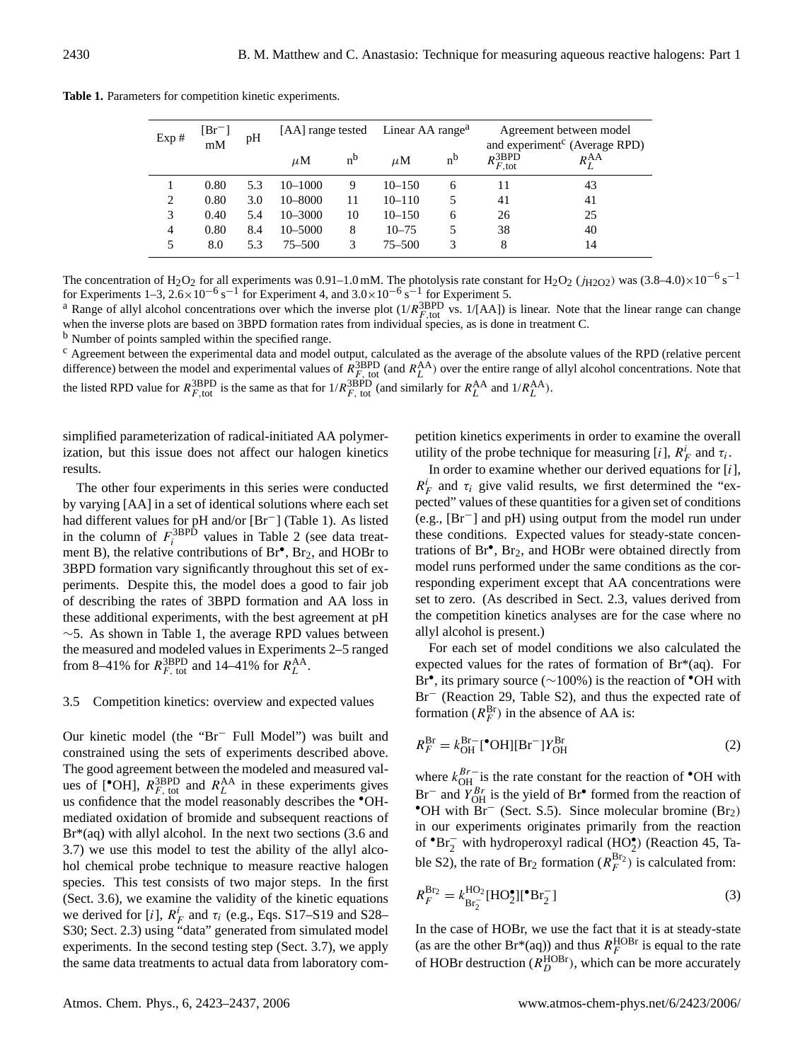**Table 1.** Parameters for competition kinetic experiments.

| Exp # | $[Br^-]$ mM | pH | [AA] range tested | | Linear AA range[a] | | Agreement between model and experiment[c] (Average RPD) | |
|---|---|---|---|---|---|---|---|---|
| | | | $\mu$M | n[b] | $\mu$M | n[b] | $R_{F,tot}^{3BPD}$ | $R_L^{AA}$ |
| 1 | 0.80 | 5.3 | 10–1000 | 9 | 10–150 | 6 | 11 | 43 |
| 2 | 0.80 | 3.0 | 10–8000 | 11 | 10–110 | 5 | 41 | 41 |
| 3 | 0.40 | 5.4 | 10–3000 | 10 | 10–150 | 6 | 26 | 25 |
| 4 | 0.80 | 8.4 | 10–5000 | 8 | 10–75 | 5 | 38 | 40 |
| 5 | 8.0 | 5.3 | 75–500 | 3 | 75–500 | 3 | 8 | 14 |

The concentration of $H_2O_2$ for all experiments was 0.91–1.0 mM. The photolysis rate constant for $H_2O_2$ ($j_{H2O2}$) was $(3.8–4.0)\times10^{-6}\ s^{-1}$ for Experiments 1–3, $2.6\times10^{-6}\ s^{-1}$ for Experiment 4, and $3.0\times10^{-6}\ s^{-1}$ for Experiment 5.

[a] Range of allyl alcohol concentrations over which the inverse plot ($1/R_{F,tot}^{3BPD}$ vs. 1/[AA]) is linear. Note that the linear range can change when the inverse plots are based on 3BPD formation rates from individual species, as is done in treatment C.

[b] Number of points sampled within the specified range.

[c] Agreement between the experimental data and model output, calculated as the average of the absolute values of the RPD (relative percent difference) between the model and experimental values of $R_{F,\ tot}^{3BPD}$ (and $R_L^{AA}$) over the entire range of allyl alcohol concentrations. Note that the listed RPD value for $R_{F,tot}^{3BPD}$ is the same as that for $1/R_{F,\ tot}^{3BPD}$ (and similarly for $R_L^{AA}$ and $1/R_L^{AA}$).

simplified parameterization of radical-initiated AA polymerization, but this issue does not affect our halogen kinetics results.

The other four experiments in this series were conducted by varying [AA] in a set of identical solutions where each set had different values for pH and/or $[Br^-]$ (Table 1). As listed in the column of $F_i^{3BPD}$ values in Table 2 (see data treatment B), the relative contributions of $Br^{\bullet}$, $Br_2$, and HOBr to 3BPD formation vary significantly throughout this set of experiments. Despite this, the model does a good to fair job of describing the rates of 3BPD formation and AA loss in these additional experiments, with the best agreement at pH ∼5. As shown in Table 1, the average RPD values between the measured and modeled values in Experiments 2–5 ranged from 8–41% for $R_{F,\ tot}^{3BPD}$ and 14–41% for $R_L^{AA}$.

### 3.5 Competition kinetics: overview and expected values

Our kinetic model (the "$Br^-$ Full Model") was built and constrained using the sets of experiments described above. The good agreement between the modeled and measured values of $[^{\bullet}OH]$, $R_{F,\ tot}^{3BPD}$ and $R_L^{AA}$ in these experiments gives us confidence that the model reasonably describes the $^{\bullet}OH$-mediated oxidation of bromide and subsequent reactions of Br*(aq) with allyl alcohol. In the next two sections (3.6 and 3.7) we use this model to test the ability of the allyl alcohol chemical probe technique to measure reactive halogen species. This test consists of two major steps. In the first (Sect. 3.6), we examine the validity of the kinetic equations we derived for [$i$], $R_F^i$ and $\tau_i$ (e.g., Eqs. S17–S19 and S28–S30; Sect. 2.3) using "data" generated from simulated model experiments. In the second testing step (Sect. 3.7), we apply the same data treatments to actual data from laboratory competition kinetics experiments in order to examine the overall utility of the probe technique for measuring [$i$], $R_F^i$ and $\tau_i$.

In order to examine whether our derived equations for [$i$], $R_F^i$ and $\tau_i$ give valid results, we first determined the "expected" values of these quantities for a given set of conditions (e.g., $[Br^-]$ and pH) using output from the model run under these conditions. Expected values for steady-state concentrations of $Br^{\bullet}$, $Br_2$, and HOBr were obtained directly from model runs performed under the same conditions as the corresponding experiment except that AA concentrations were set to zero. (As described in Sect. 2.3, values derived from the competition kinetics analyses are for the case where no allyl alcohol is present.)

For each set of model conditions we also calculated the expected values for the rates of formation of Br*(aq). For $Br^{\bullet}$, its primary source (∼100%) is the reaction of $^{\bullet}OH$ with $Br^-$ (Reaction 29, Table S2), and thus the expected rate of formation ($R_F^{Br}$) in the absence of AA is:

$$R_F^{Br} = k_{OH}^{Br-}[^{\bullet}OH][Br^-]Y_{OH}^{Br} \tag{2}$$

where $k_{OH}^{Br-}$ is the rate constant for the reaction of $^{\bullet}OH$ with $Br^-$ and $Y_{OH}^{Br}$ is the yield of $Br^{\bullet}$ formed from the reaction of $^{\bullet}OH$ with $Br^-$ (Sect. S.5). Since molecular bromine ($Br_2$) in our experiments originates primarily from the reaction of $^{\bullet}Br_2^-$ with hydroperoxyl radical ($HO_2^{\bullet}$) (Reaction 45, Table S2), the rate of $Br_2$ formation ($R_F^{Br_2}$) is calculated from:

$$R_F^{Br_2} = k_{Br_2^-}^{HO_2}[HO_2^{\bullet}][^{\bullet}Br_2^-] \tag{3}$$

In the case of HOBr, we use the fact that it is at steady-state (as are the other Br*(aq)) and thus $R_F^{HOBr}$ is equal to the rate of HOBr destruction ($R_D^{HOBr}$), which can be more accurately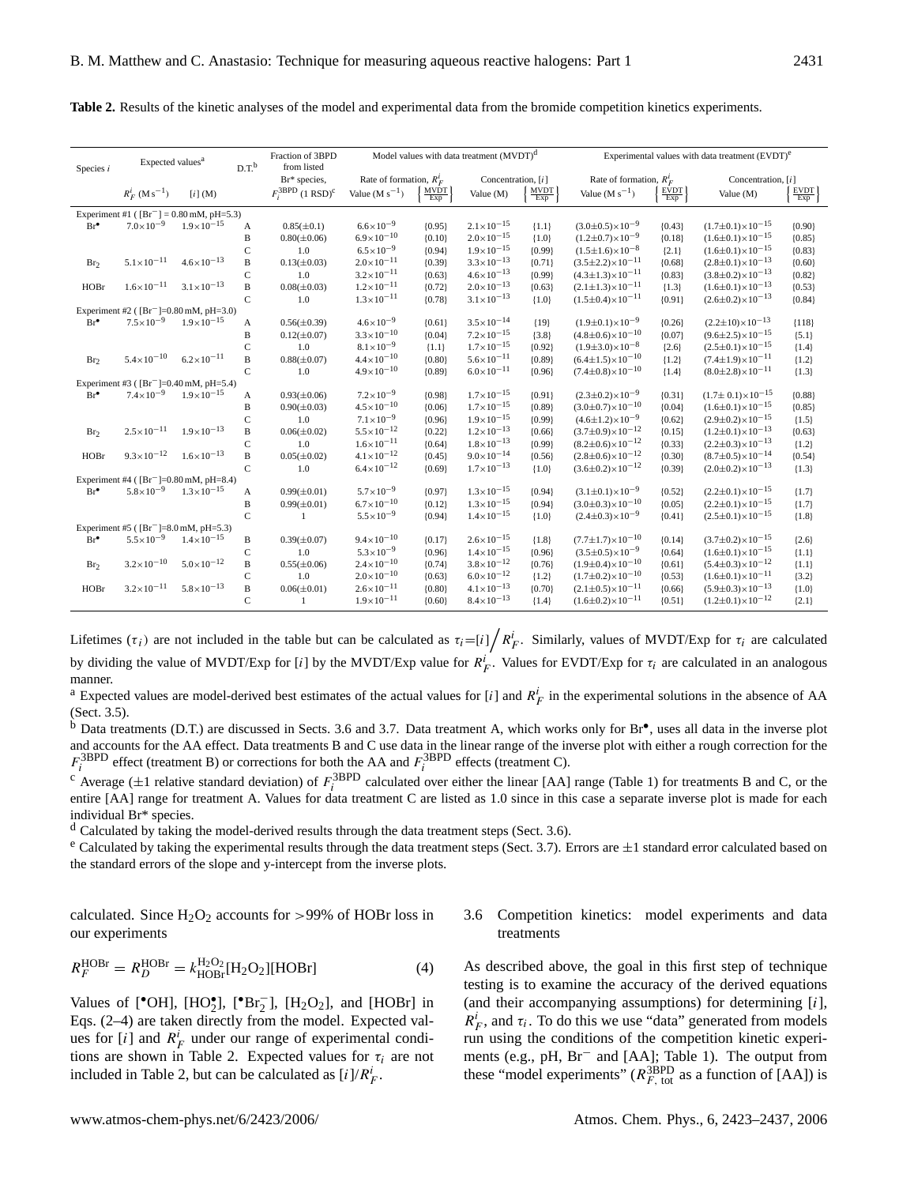**Table 2.** Results of the kinetic analyses of the model and experimental data from the bromide competition kinetics experiments.

| Species $i$ | Expected values[a] | | D.T.[b] | Fraction of 3BPD from listed Br* species, | Model values with data treatment (MVDT)[d] | | | | Experimental values with data treatment (EVDT)[e] | | | |
|---|---|---|---|---|---|---|---|---|---|---|---|---|
| | | | | | Rate of formation, $R_F^i$ | | Concentration, $[i]$ | | Rate of formation, $R_F^i$ | | Concentration, $[i]$ | |
| | $R_F^i$ ($M s^{-1}$) | $[i]$ (M) | | $F_i^{3BPD}$ (1 RSD)[c] | Value ($M s^{-1}$) | $\left\{\frac{MVDT}{Exp}\right\}$ | Value (M) | $\left\{\frac{MVDT}{Exp}\right\}$ | Value ($M s^{-1}$) | $\left\{\frac{EVDT}{Exp}\right\}$ | Value (M) | $\left\{\frac{EVDT}{Exp}\right\}$ |
| Experiment #1 ( $[Br^-]$ = 0.80 mM, pH=5.3) | | | | | | | | | | | | |
| $Br^\bullet$ | $7.0\times10^{-9}$ | $1.9\times10^{-15}$ | A | 0.85(±0.1) | $6.6\times10^{-9}$ | {0.95} | $2.1\times10^{-15}$ | {1.1} | $(3.0\pm0.5)\times10^{-9}$ | {0.43} | $(1.7\pm0.1)\times10^{-15}$ | {0.90} |
| | | | B | 0.80(±0.06) | $6.9\times10^{-10}$ | {0.10} | $2.0\times10^{-15}$ | {1.0} | $(1.2\pm0.7)\times10^{-9}$ | {0.18} | $(1.6\pm0.1)\times10^{-15}$ | {0.85} |
| | | | C | 1.0 | $6.5\times10^{-9}$ | {0.94} | $1.9\times10^{-15}$ | {0.99} | $(1.5\pm1.6)\times10^{-8}$ | {2.1} | $(1.6\pm0.1)\times10^{-15}$ | {0.83} |
| $Br_2$ | $5.1\times10^{-11}$ | $4.6\times10^{-13}$ | B | 0.13(±0.03) | $2.0\times10^{-11}$ | {0.39} | $3.3\times10^{-13}$ | {0.71} | $(3.5\pm2.2)\times10^{-11}$ | {0.68} | $(2.8\pm0.1)\times10^{-13}$ | {0.60} |
| | | | C | 1.0 | $3.2\times10^{-11}$ | {0.63} | $4.6\times10^{-13}$ | {0.99} | $(4.3\pm1.3)\times10^{-11}$ | {0.83} | $(3.8\pm0.2)\times10^{-13}$ | {0.82} |
| HOBr | $1.6\times10^{-11}$ | $3.1\times10^{-13}$ | B | 0.08(±0.03) | $1.2\times10^{-11}$ | {0.72} | $2.0\times10^{-13}$ | {0.63} | $(2.1\pm1.3)\times10^{-11}$ | {1.3} | $(1.6\pm0.1)\times10^{-13}$ | {0.53} |
| | | | C | 1.0 | $1.3\times10^{-11}$ | {0.78} | $3.1\times10^{-13}$ | {1.0} | $(1.5\pm0.4)\times10^{-11}$ | {0.91} | $(2.6\pm0.2)\times10^{-13}$ | {0.84} |
| Experiment #2 ( $[Br^-]$=0.80 mM, pH=3.0) | | | | | | | | | | | | |
| $Br^\bullet$ | $7.5\times10^{-9}$ | $1.9\times10^{-15}$ | A | 0.56(±0.39) | $4.6\times10^{-9}$ | {0.61} | $3.5\times10^{-14}$ | {19} | $(1.9\pm0.1)\times10^{-9}$ | {0.26} | $(2.2\pm10)\times10^{-13}$ | {118} |
| | | | B | 0.12(±0.07) | $3.3\times10^{-10}$ | {0.04} | $7.2\times10^{-15}$ | {3.8} | $(4.8\pm0.6)\times10^{-10}$ | {0.07} | $(9.6\pm2.5)\times10^{-15}$ | {5.1} |
| | | | C | 1.0 | $8.1\times10^{-9}$ | {1.1} | $1.7\times10^{-15}$ | {0.92} | $(1.9\pm3.0)\times10^{-8}$ | {2.6} | $(2.5\pm0.1)\times10^{-15}$ | {1.4} |
| $Br_2$ | $5.4\times10^{-10}$ | $6.2\times10^{-11}$ | B | 0.88(±0.07) | $4.4\times10^{-10}$ | {0.80} | $5.6\times10^{-11}$ | {0.89} | $(6.4\pm1.5)\times10^{-10}$ | {1.2} | $(7.4\pm1.9)\times10^{-11}$ | {1.2} |
| | | | C | 1.0 | $4.9\times10^{-10}$ | {0.89} | $6.0\times10^{-11}$ | {0.96} | $(7.4\pm0.8)\times10^{-10}$ | {1.4} | $(8.0\pm2.8)\times10^{-11}$ | {1.3} |
| Experiment #3 ( $[Br^-]$=0.40 mM, pH=5.4) | | | | | | | | | | | | |
| $Br^\bullet$ | $7.4\times10^{-9}$ | $1.9\times10^{-15}$ | A | 0.93(±0.06) | $7.2\times10^{-9}$ | {0.98} | $1.7\times10^{-15}$ | {0.91} | $(2.3\pm0.2)\times10^{-9}$ | {0.31} | $(1.7\pm0.1)\times10^{-15}$ | {0.88} |
| | | | B | 0.90(±0.03) | $4.5\times10^{-10}$ | {0.06} | $1.7\times10^{-15}$ | {0.89} | $(3.0\pm0.7)\times10^{-10}$ | {0.04} | $(1.6\pm0.1)\times10^{-15}$ | {0.85} |
| | | | C | 1.0 | $7.1\times10^{-9}$ | {0.96} | $1.9\times10^{-15}$ | {0.99} | $(4.6\pm1.2)\times10^{-9}$ | {0.62} | $(2.9\pm0.2)\times10^{-15}$ | {1.5} |
| $Br_2$ | $2.5\times10^{-11}$ | $1.9\times10^{-13}$ | B | 0.06(±0.02) | $5.5\times10^{-12}$ | {0.22} | $1.2\times10^{-13}$ | {0.66} | $(3.7\pm0.9)\times10^{-12}$ | {0.15} | $(1.2\pm0.1)\times10^{-13}$ | {0.63} |
| | | | C | 1.0 | $1.6\times10^{-11}$ | {0.64} | $1.8\times10^{-13}$ | {0.99} | $(8.2\pm0.6)\times10^{-12}$ | {0.33} | $(2.2\pm0.3)\times10^{-13}$ | {1.2} |
| HOBr | $9.3\times10^{-12}$ | $1.6\times10^{-13}$ | B | 0.05(±0.02) | $4.1\times10^{-12}$ | {0.45} | $9.0\times10^{-14}$ | {0.56} | $(2.8\pm0.6)\times10^{-12}$ | {0.30} | $(8.7\pm0.5)\times10^{-14}$ | {0.54} |
| | | | C | 1.0 | $6.4\times10^{-12}$ | {0.69} | $1.7\times10^{-13}$ | {1.0} | $(3.6\pm0.2)\times10^{-12}$ | {0.39} | $(2.0\pm0.2)\times10^{-13}$ | {1.3} |
| Experiment #4 ( $[Br^-]$=0.80 mM, pH=8.4) | | | | | | | | | | | | |
| $Br^\bullet$ | $5.8\times10^{-9}$ | $1.3\times10^{-15}$ | A | 0.99(±0.01) | $5.7\times10^{-9}$ | {0.97} | $1.3\times10^{-15}$ | {0.94} | $(3.1\pm0.1)\times10^{-9}$ | {0.52} | $(2.2\pm0.1)\times10^{-15}$ | {1.7} |
| | | | B | 0.99(±0.01) | $6.7\times10^{-10}$ | {0.12} | $1.3\times10^{-15}$ | {0.94} | $(3.0\pm0.3)\times10^{-10}$ | {0.05} | $(2.2\pm0.1)\times10^{-15}$ | {1.7} |
| | | | C | 1 | $5.5\times10^{-9}$ | {0.94} | $1.4\times10^{-15}$ | {1.0} | $(2.4\pm0.3)\times10^{-9}$ | {0.41} | $(2.5\pm0.1)\times10^{-15}$ | {1.8} |
| Experiment #5 ( $[Br^-]$=8.0 mM, pH=5.3) | | | | | | | | | | | | |
| $Br^\bullet$ | $5.5\times10^{-9}$ | $1.4\times10^{-15}$ | B | 0.39(±0.07) | $9.4\times10^{-10}$ | {0.17} | $2.6\times10^{-15}$ | {1.8} | $(7.7\pm1.7)\times10^{-10}$ | {0.14} | $(3.7\pm0.2)\times10^{-15}$ | {2.6} |
| | | | C | 1.0 | $5.3\times10^{-9}$ | {0.96} | $1.4\times10^{-15}$ | {0.96} | $(3.5\pm0.5)\times10^{-9}$ | {0.64} | $(1.6\pm0.1)\times10^{-15}$ | {1.1} |
| $Br_2$ | $3.2\times10^{-10}$ | $5.0\times10^{-12}$ | B | 0.55(±0.06) | $2.4\times10^{-10}$ | {0.74} | $3.8\times10^{-12}$ | {0.76} | $(1.9\pm0.4)\times10^{-10}$ | {0.61} | $(5.4\pm0.3)\times10^{-12}$ | {1.1} |
| | | | C | 1.0 | $2.0\times10^{-10}$ | {0.63} | $6.0\times10^{-12}$ | {1.2} | $(1.7\pm0.2)\times10^{-10}$ | {0.53} | $(1.6\pm0.1)\times10^{-11}$ | {3.2} |
| HOBr | $3.2\times10^{-11}$ | $5.8\times10^{-13}$ | B | 0.06(±0.01) | $2.6\times10^{-11}$ | {0.80} | $4.1\times10^{-13}$ | {0.70} | $(2.1\pm0.5)\times10^{-11}$ | {0.66} | $(5.9\pm0.3)\times10^{-13}$ | {1.0} |
| | | | C | 1 | $1.9\times10^{-11}$ | {0.60} | $8.4\times10^{-13}$ | {1.4} | $(1.6\pm0.2)\times10^{-11}$ | {0.51} | $(1.2\pm0.1)\times10^{-12}$ | {2.1} |

Lifetimes ($\tau_i$) are not included in the table but can be calculated as $\tau_i=[i]\big/R_F^i$. Similarly, values of MVDT/Exp for $\tau_i$ are calculated by dividing the value of MVDT/Exp for $[i]$ by the MVDT/Exp value for $R_F^i$. Values for EVDT/Exp for $\tau_i$ are calculated in an analogous manner.

[a] Expected values are model-derived best estimates of the actual values for $[i]$ and $R_F^i$ in the experimental solutions in the absence of AA (Sect. 3.5).

[b] Data treatments (D.T.) are discussed in Sects. 3.6 and 3.7. Data treatment A, which works only for $Br^\bullet$, uses all data in the inverse plot and accounts for the AA effect. Data treatments B and C use data in the linear range of the inverse plot with either a rough correction for the $F_i^{3BPD}$ effect (treatment B) or corrections for both the AA and $F_i^{3BPD}$ effects (treatment C).

[c] Average (±1 relative standard deviation) of $F_i^{3BPD}$ calculated over either the linear [AA] range (Table 1) for treatments B and C, or the entire [AA] range for treatment A. Values for data treatment C are listed as 1.0 since in this case a separate inverse plot is made for each individual Br* species.

[d] Calculated by taking the model-derived results through the data treatment steps (Sect. 3.6).

[e] Calculated by taking the experimental results through the data treatment steps (Sect. 3.7). Errors are ±1 standard error calculated based on the standard errors of the slope and y-intercept from the inverse plots.

calculated. Since $H_2O_2$ accounts for >99% of HOBr loss in our experiments

$$R_F^{HOBr} = R_D^{HOBr} = k_{HOBr}^{H_2O_2}[H_2O_2][HOBr] \tag{4}$$

Values of $[^\bullet OH]$, $[HO_2^\bullet]$, $[^\bullet Br_2^-]$, $[H_2O_2]$, and $[HOBr]$ in Eqs. (2–4) are taken directly from the model. Expected values for $[i]$ and $R_F^i$ under our range of experimental conditions are shown in Table 2. Expected values for $\tau_i$ are not included in Table 2, but can be calculated as $[i]/R_F^i$.

### 3.6 Competition kinetics: model experiments and data treatments

As described above, the goal in this first step of technique testing is to examine the accuracy of the derived equations (and their accompanying assumptions) for determining $[i]$, $R_F^i$, and $\tau_i$. To do this we use "data" generated from models run using the conditions of the competition kinetic experiments (e.g., pH, $Br^-$ and [AA]; Table 1). The output from these "model experiments" ($R_{F,\,tot}^{3BPD}$ as a function of [AA]) is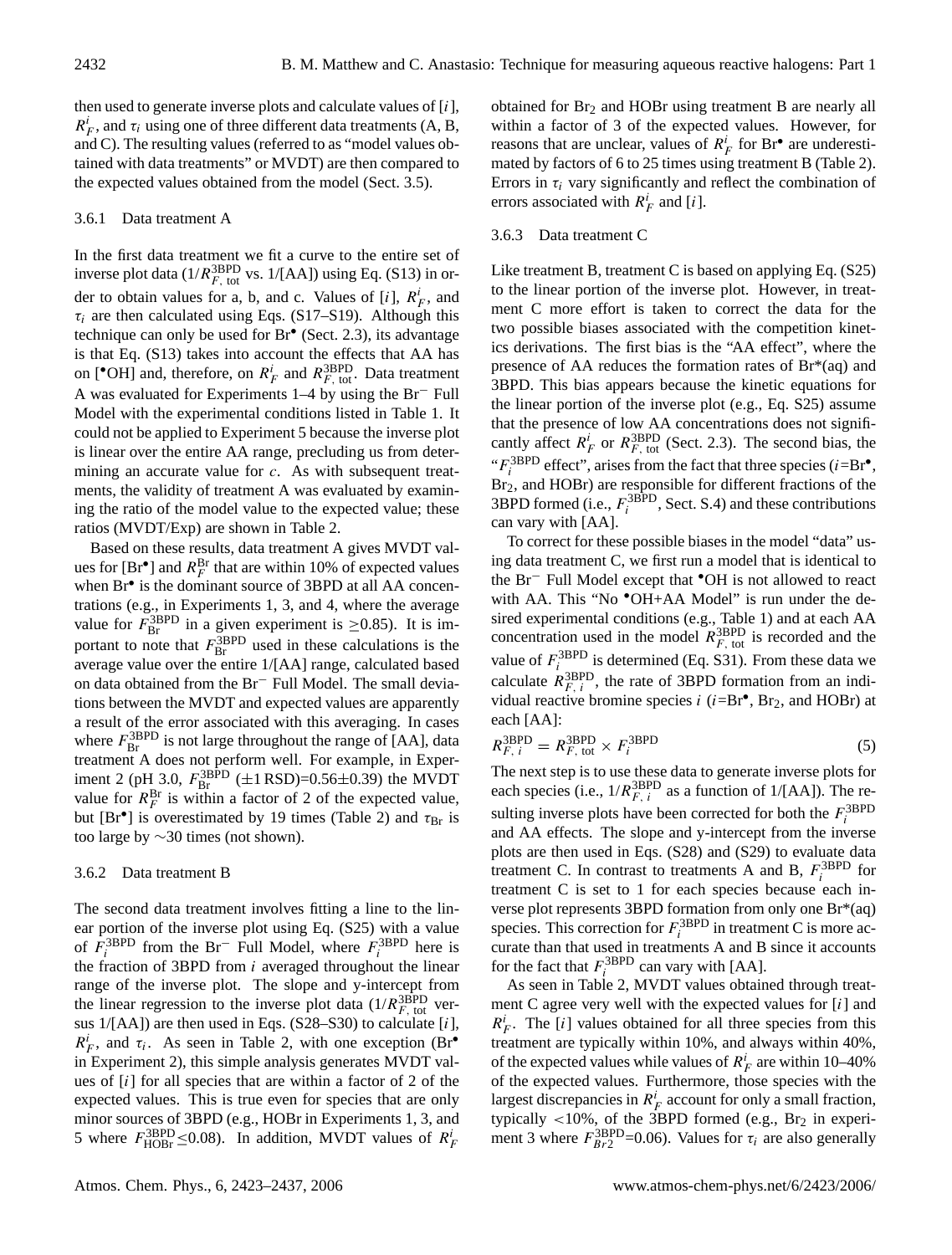then used to generate inverse plots and calculate values of $[i]$, $R_F^i$, and $\tau_i$ using one of three different data treatments (A, B, and C). The resulting values (referred to as "model values obtained with data treatments" or MVDT) are then compared to the expected values obtained from the model (Sect. 3.5).

### 3.6.1 Data treatment A

In the first data treatment we fit a curve to the entire set of inverse plot data ($1/R_{F,\mathrm{tot}}^{\mathrm{3BPD}}$ vs. $1/[\mathrm{AA}]$) using Eq. (S13) in order to obtain values for a, b, and c. Values of $[i]$, $R_F^i$, and $\tau_i$ are then calculated using Eqs. (S17–S19). Although this technique can only be used for $\mathrm{Br}^\bullet$ (Sect. 2.3), its advantage is that Eq. (S13) takes into account the effects that AA has on $[^\bullet\mathrm{OH}]$ and, therefore, on $R_F^i$ and $R_{F,\mathrm{tot}}^{\mathrm{3BPD}}$. Data treatment A was evaluated for Experiments 1–4 by using the $\mathrm{Br}^-$ Full Model with the experimental conditions listed in Table 1. It could not be applied to Experiment 5 because the inverse plot is linear over the entire AA range, precluding us from determining an accurate value for $c$. As with subsequent treatments, the validity of treatment A was evaluated by examining the ratio of the model value to the expected value; these ratios (MVDT/Exp) are shown in Table 2.

Based on these results, data treatment A gives MVDT values for $[\mathrm{Br}^\bullet]$ and $R_F^{\mathrm{Br}}$ that are within 10% of expected values when $\mathrm{Br}^\bullet$ is the dominant source of 3BPD at all AA concentrations (e.g., in Experiments 1, 3, and 4, where the average value for $F_{\mathrm{Br}}^{\mathrm{3BPD}}$ in a given experiment is $\geq 0.85$). It is important to note that $F_{\mathrm{Br}}^{\mathrm{3BPD}}$ used in these calculations is the average value over the entire $1/[\mathrm{AA}]$ range, calculated based on data obtained from the $\mathrm{Br}^-$ Full Model. The small deviations between the MVDT and expected values are apparently a result of the error associated with this averaging. In cases where $F_{\mathrm{Br}}^{\mathrm{3BPD}}$ is not large throughout the range of [AA], data treatment A does not perform well. For example, in Experiment 2 (pH 3.0, $F_{\mathrm{Br}}^{\mathrm{3BPD}}$ ($\pm 1$ RSD)$=0.56\pm 0.39$) the MVDT value for $R_F^{\mathrm{Br}}$ is within a factor of 2 of the expected value, but $[\mathrm{Br}^\bullet]$ is overestimated by 19 times (Table 2) and $\tau_{\mathrm{Br}}$ is too large by $\sim 30$ times (not shown).

### 3.6.2 Data treatment B

The second data treatment involves fitting a line to the linear portion of the inverse plot using Eq. (S25) with a value of $F_i^{\mathrm{3BPD}}$ from the $\mathrm{Br}^-$ Full Model, where $F_i^{\mathrm{3BPD}}$ here is the fraction of 3BPD from $i$ averaged throughout the linear range of the inverse plot. The slope and y-intercept from the linear regression to the inverse plot data ($1/R_{F,\mathrm{tot}}^{\mathrm{3BPD}}$ versus $1/[\mathrm{AA}]$) are then used in Eqs. (S28–S30) to calculate $[i]$, $R_F^i$, and $\tau_i$. As seen in Table 2, with one exception ($\mathrm{Br}^\bullet$ in Experiment 2), this simple analysis generates MVDT values of $[i]$ for all species that are within a factor of 2 of the expected values. This is true even for species that are only minor sources of 3BPD (e.g., HOBr in Experiments 1, 3, and 5 where $F_{\mathrm{HOBr}}^{\mathrm{3BPD}} \leq 0.08$). In addition, MVDT values of $R_F^i$ obtained for $\mathrm{Br}_2$ and HOBr using treatment B are nearly all within a factor of 3 of the expected values. However, for reasons that are unclear, values of $R_F^i$ for $\mathrm{Br}^\bullet$ are underestimated by factors of 6 to 25 times using treatment B (Table 2). Errors in $\tau_i$ vary significantly and reflect the combination of errors associated with $R_F^i$ and $[i]$.

### 3.6.3 Data treatment C

Like treatment B, treatment C is based on applying Eq. (S25) to the linear portion of the inverse plot. However, in treatment C more effort is taken to correct the data for the two possible biases associated with the competition kinetics derivations. The first bias is the "AA effect", where the presence of AA reduces the formation rates of Br*(aq) and 3BPD. This bias appears because the kinetic equations for the linear portion of the inverse plot (e.g., Eq. S25) assume that the presence of low AA concentrations does not significantly affect $R_F^i$ or $R_{F,\mathrm{tot}}^{\mathrm{3BPD}}$ (Sect. 2.3). The second bias, the "$F_i^{\mathrm{3BPD}}$ effect", arises from the fact that three species ($i$=$\mathrm{Br}^\bullet$, $\mathrm{Br}_2$, and HOBr) are responsible for different fractions of the 3BPD formed (i.e., $F_i^{\mathrm{3BPD}}$, Sect. S.4) and these contributions can vary with [AA].

To correct for these possible biases in the model "data" using data treatment C, we first run a model that is identical to the $\mathrm{Br}^-$ Full Model except that $^\bullet\mathrm{OH}$ is not allowed to react with AA. This "No $^\bullet\mathrm{OH}$+AA Model" is run under the desired experimental conditions (e.g., Table 1) and at each AA concentration used in the model $R_{F,\mathrm{tot}}^{\mathrm{3BPD}}$ is recorded and the value of $F_i^{\mathrm{3BPD}}$ is determined (Eq. S31). From these data we calculate $R_{F,i}^{\mathrm{3BPD}}$, the rate of 3BPD formation from an individual reactive bromine species $i$ ($i$=$\mathrm{Br}^\bullet$, $\mathrm{Br}_2$, and HOBr) at each [AA]:

$$R_{F,i}^{\mathrm{3BPD}} = R_{F,\mathrm{tot}}^{\mathrm{3BPD}} \times F_i^{\mathrm{3BPD}} \tag{5}$$

The next step is to use these data to generate inverse plots for each species (i.e., $1/R_{F,i}^{\mathrm{3BPD}}$ as a function of $1/[\mathrm{AA}]$). The resulting inverse plots have been corrected for both the $F_i^{\mathrm{3BPD}}$ and AA effects. The slope and y-intercept from the inverse plots are then used in Eqs. (S28) and (S29) to evaluate data treatment C. In contrast to treatments A and B, $F_i^{\mathrm{3BPD}}$ for treatment C is set to 1 for each species because each inverse plot represents 3BPD formation from only one Br*(aq) species. This correction for $F_i^{\mathrm{3BPD}}$ in treatment C is more accurate than that used in treatments A and B since it accounts for the fact that $F_i^{\mathrm{3BPD}}$ can vary with [AA].

As seen in Table 2, MVDT values obtained through treatment C agree very well with the expected values for $[i]$ and $R_F^i$. The $[i]$ values obtained for all three species from this treatment are typically within 10%, and always within 40%, of the expected values while values of $R_F^i$ are within 10–40% of the expected values. Furthermore, those species with the largest discrepancies in $R_F^i$ account for only a small fraction, typically $<10\%$, of the 3BPD formed (e.g., $\mathrm{Br}_2$ in experiment 3 where $F_{Br2}^{\mathrm{3BPD}}=0.06$). Values for $\tau_i$ are also generally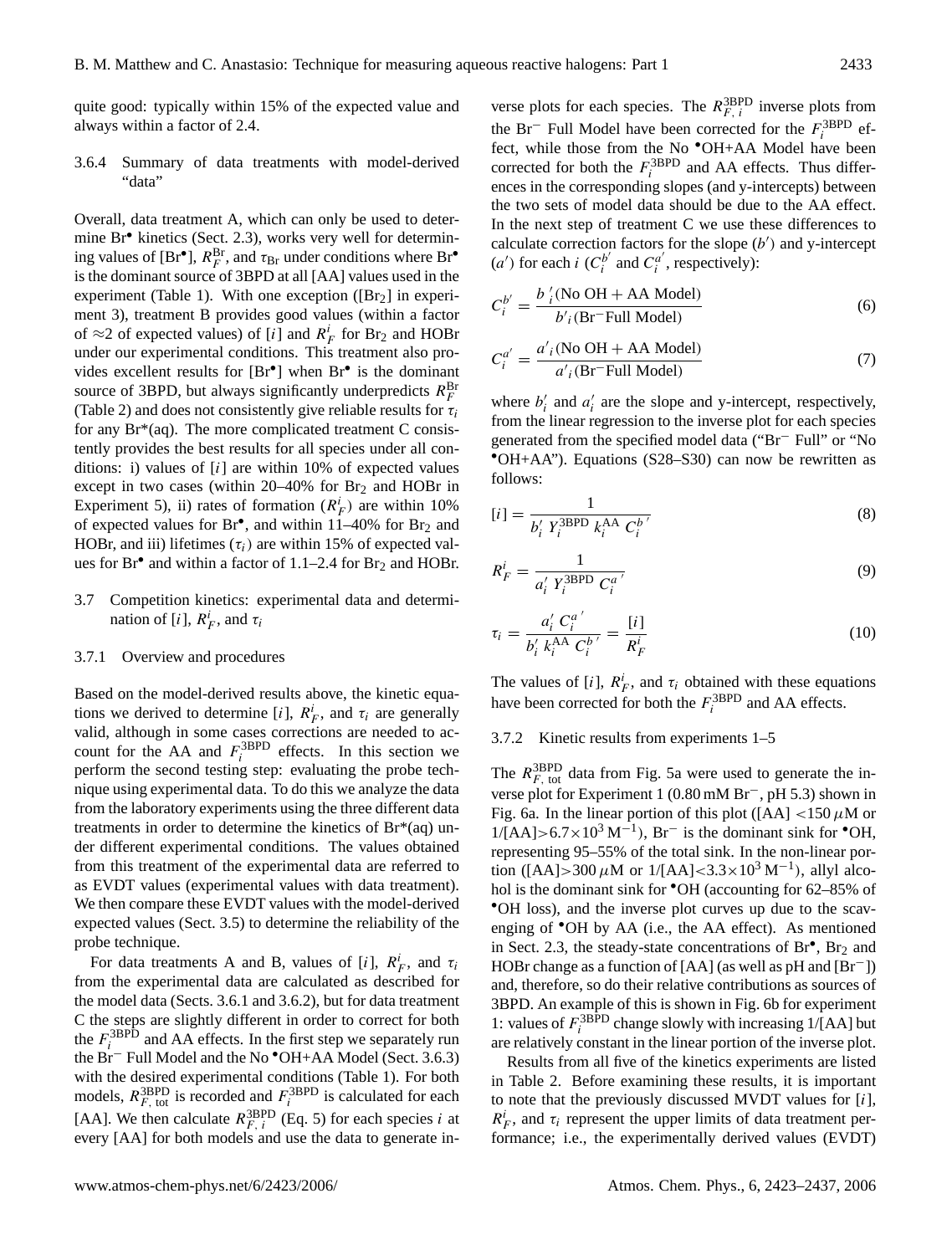quite good: typically within 15% of the expected value and always within a factor of 2.4.

### 3.6.4 Summary of data treatments with model-derived "data"

Overall, data treatment A, which can only be used to determine $Br^{\bullet}$ kinetics (Sect. 2.3), works very well for determining values of $[Br^{\bullet}]$, $R_F^{Br}$, and $\tau_{Br}$ under conditions where $Br^{\bullet}$ is the dominant source of 3BPD at all [AA] values used in the experiment (Table 1). With one exception ($[Br_2]$ in experiment 3), treatment B provides good values (within a factor of ≈2 of expected values) of $[i]$ and $R_F^i$ for $Br_2$ and HOBr under our experimental conditions. This treatment also provides excellent results for $[Br^{\bullet}]$ when $Br^{\bullet}$ is the dominant source of 3BPD, but always significantly underpredicts $R_F^{Br}$ (Table 2) and does not consistently give reliable results for $\tau_i$ for any Br*(aq). The more complicated treatment C consistently provides the best results for all species under all conditions: i) values of $[i]$ are within 10% of expected values except in two cases (within 20–40% for $Br_2$ and HOBr in Experiment 5), ii) rates of formation ($R_F^i$) are within 10% of expected values for $Br^{\bullet}$, and within 11–40% for $Br_2$ and HOBr, and iii) lifetimes ($\tau_i$) are within 15% of expected values for $Br^{\bullet}$ and within a factor of 1.1–2.4 for $Br_2$ and HOBr.

## 3.7 Competition kinetics: experimental data and determination of $[i]$, $R_F^i$, and $\tau_i$

### 3.7.1 Overview and procedures

Based on the model-derived results above, the kinetic equations we derived to determine $[i]$, $R_F^i$, and $\tau_i$ are generally valid, although in some cases corrections are needed to account for the AA and $F_i^{3BPD}$ effects. In this section we perform the second testing step: evaluating the probe technique using experimental data. To do this we analyze the data from the laboratory experiments using the three different data treatments in order to determine the kinetics of Br*(aq) under different experimental conditions. The values obtained from this treatment of the experimental data are referred to as EVDT values (experimental values with data treatment). We then compare these EVDT values with the model-derived expected values (Sect. 3.5) to determine the reliability of the probe technique.

For data treatments A and B, values of $[i]$, $R_F^i$, and $\tau_i$ from the experimental data are calculated as described for the model data (Sects. 3.6.1 and 3.6.2), but for data treatment C the steps are slightly different in order to correct for both the $F_i^{3BPD}$ and AA effects. In the first step we separately run the $Br^-$ Full Model and the No $^{\bullet}$OH+AA Model (Sect. 3.6.3) with the desired experimental conditions (Table 1). For both models, $R_{F,\,tot}^{3BPD}$ is recorded and $F_i^{3BPD}$ is calculated for each [AA]. We then calculate $R_{F,\,i}^{3BPD}$ (Eq. 5) for each species $i$ at every [AA] for both models and use the data to generate inverse plots for each species. The $R_{F,\,i}^{3BPD}$ inverse plots from the $Br^-$ Full Model have been corrected for the $F_i^{3BPD}$ effect, while those from the No $^{\bullet}$OH+AA Model have been corrected for both the $F_i^{3BPD}$ and AA effects. Thus differences in the corresponding slopes (and y-intercepts) between the two sets of model data should be due to the AA effect. In the next step of treatment C we use these differences to calculate correction factors for the slope ($b'$) and y-intercept ($a'$) for each $i$ ($C_i^{b'}$ and $C_i^{a'}$, respectively):

$$C_i^{b'} = \frac{b'_i(\text{No OH} + \text{AA Model})}{b'_i(\text{Br}^-\text{Full Model})} \tag{6}$$

$$C_i^{a'} = \frac{a'_i(\text{No OH} + \text{AA Model})}{a'_i(\text{Br}^-\text{Full Model})} \tag{7}$$

where $b'_i$ and $a'_i$ are the slope and y-intercept, respectively, from the linear regression to the inverse plot for each species generated from the specified model data ("$Br^-$ Full" or "No $^{\bullet}$OH+AA"). Equations (S28–S30) can now be rewritten as follows:

$$[i] = \frac{1}{b'_i \, Y_i^{3BPD} \, k_i^{AA} \, C_i^{b'}} \tag{8}$$

$$R_F^i = \frac{1}{a'_i \, Y_i^{3BPD} \, C_i^{a'}} \tag{9}$$

$$\tau_i = \frac{a'_i \, C_i^{a'}}{b'_i \, k_i^{AA} \, C_i^{b'}} = \frac{[i]}{R_F^i} \tag{10}$$

The values of $[i]$, $R_F^i$, and $\tau_i$ obtained with these equations have been corrected for both the $F_i^{3BPD}$ and AA effects.

### 3.7.2 Kinetic results from experiments 1–5

The $R_{F,\,tot}^{3BPD}$ data from Fig. 5a were used to generate the inverse plot for Experiment 1 (0.80 mM $Br^-$, pH 5.3) shown in Fig. 6a. In the linear portion of this plot ([AA] $<150\,\mu$M or $1/[AA] > 6.7\times10^3\,M^{-1}$), $Br^-$ is the dominant sink for $^{\bullet}$OH, representing 95–55% of the total sink. In the non-linear portion ([AA] $>300\,\mu$M or $1/[AA] < 3.3\times10^3\,M^{-1}$), allyl alcohol is the dominant sink for $^{\bullet}$OH (accounting for 62–85% of $^{\bullet}$OH loss), and the inverse plot curves up due to the scavenging of $^{\bullet}$OH by AA (i.e., the AA effect). As mentioned in Sect. 2.3, the steady-state concentrations of $Br^{\bullet}$, $Br_2$ and HOBr change as a function of [AA] (as well as pH and $[Br^-]$) and, therefore, so do their relative contributions as sources of 3BPD. An example of this is shown in Fig. 6b for experiment 1: values of $F_i^{3BPD}$ change slowly with increasing 1/[AA] but are relatively constant in the linear portion of the inverse plot.

Results from all five of the kinetics experiments are listed in Table 2. Before examining these results, it is important to note that the previously discussed MVDT values for $[i]$, $R_F^i$, and $\tau_i$ represent the upper limits of data treatment performance; i.e., the experimentally derived values (EVDT)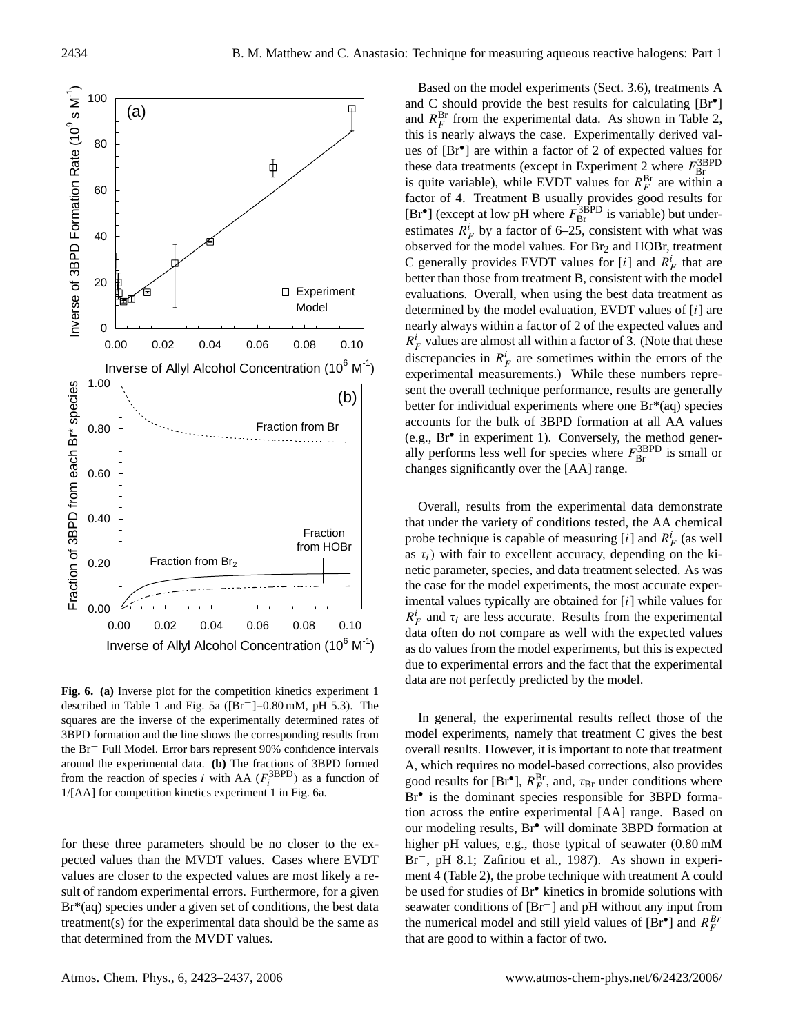Fig. 6. **(a)** Inverse plot for the competition kinetics experiment 1 described in Table 1 and Fig. 5a ($[Br^-]$=0.80 mM, pH 5.3). The squares are the inverse of the experimentally determined rates of 3BPD formation and the line shows the corresponding results from the $Br^-$ Full Model. Error bars represent 90% confidence intervals around the experimental data. **(b)** The fractions of 3BPD formed from the reaction of species $i$ with AA ($F_i^{3BPD}$) as a function of 1/[AA] for competition kinetics experiment 1 in Fig. 6a.

for these three parameters should be no closer to the expected values than the MVDT values. Cases where EVDT values are closer to the expected values are most likely a result of random experimental errors. Furthermore, for a given Br*(aq) species under a given set of conditions, the best data treatment(s) for the experimental data should be the same as that determined from the MVDT values.

Based on the model experiments (Sect. 3.6), treatments A and C should provide the best results for calculating $[Br^\bullet]$ and $R_F^{Br}$ from the experimental data. As shown in Table 2, this is nearly always the case. Experimentally derived values of $[Br^\bullet]$ are within a factor of 2 of expected values for these data treatments (except in Experiment 2 where $F_{Br}^{3BPD}$ is quite variable), while EVDT values for $R_F^{Br}$ are within a factor of 4. Treatment B usually provides good results for $[Br^\bullet]$ (except at low pH where $F_{Br}^{3BPD}$ is variable) but underestimates $R_F^i$ by a factor of 6–25, consistent with what was observed for the model values. For $Br_2$ and HOBr, treatment C generally provides EVDT values for $[i]$ and $R_F^i$ that are better than those from treatment B, consistent with the model evaluations. Overall, when using the best data treatment as determined by the model evaluation, EVDT values of $[i]$ are nearly always within a factor of 2 of the expected values and $R_F^i$ values are almost all within a factor of 3. (Note that these discrepancies in $R_F^i$ are sometimes within the errors of the experimental measurements.) While these numbers represent the overall technique performance, results are generally better for individual experiments where one Br*(aq) species accounts for the bulk of 3BPD formation at all AA values (e.g., $Br^\bullet$ in experiment 1). Conversely, the method generally performs less well for species where $F_{Br}^{3BPD}$ is small or changes significantly over the [AA] range.

Overall, results from the experimental data demonstrate that under the variety of conditions tested, the AA chemical probe technique is capable of measuring $[i]$ and $R_F^i$ (as well as $\tau_i$) with fair to excellent accuracy, depending on the kinetic parameter, species, and data treatment selected. As was the case for the model experiments, the most accurate experimental values typically are obtained for $[i]$ while values for $R_F^i$ and $\tau_i$ are less accurate. Results from the experimental data often do not compare as well with the expected values as do values from the model experiments, but this is expected due to experimental errors and the fact that the experimental data are not perfectly predicted by the model.

In general, the experimental results reflect those of the model experiments, namely that treatment C gives the best overall results. However, it is important to note that treatment A, which requires no model-based corrections, also provides good results for $[Br^\bullet]$, $R_F^{Br}$, and, $\tau_{Br}$ under conditions where $Br^\bullet$ is the dominant species responsible for 3BPD formation across the entire experimental [AA] range. Based on our modeling results, $Br^\bullet$ will dominate 3BPD formation at higher pH values, e.g., those typical of seawater (0.80 mM $Br^-$, pH 8.1; Zafiriou et al., 1987). As shown in experiment 4 (Table 2), the probe technique with treatment A could be used for studies of $Br^\bullet$ kinetics in bromide solutions with seawater conditions of $[Br^-]$ and pH without any input from the numerical model and still yield values of $[Br^\bullet]$ and $R_F^{Br}$ that are good to within a factor of two.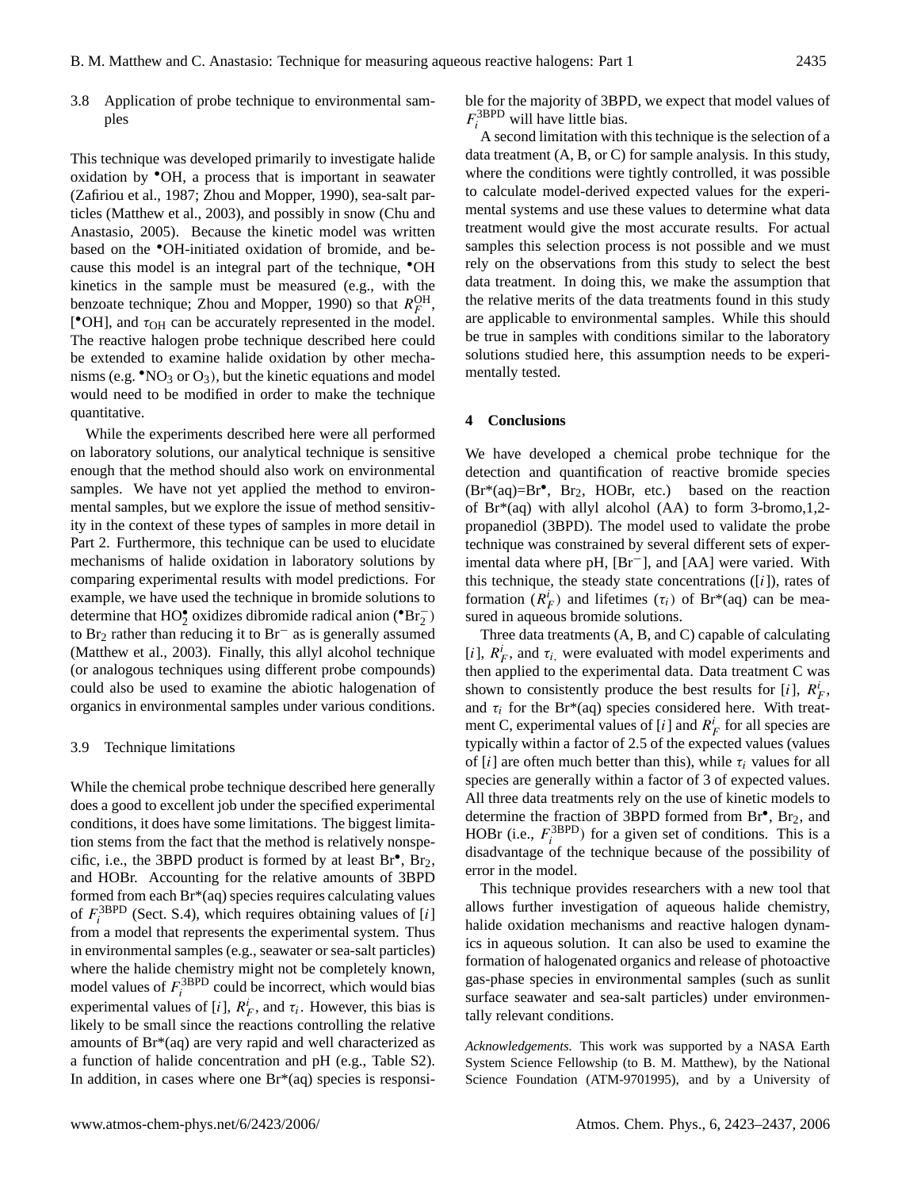### 3.8 Application of probe technique to environmental samples

This technique was developed primarily to investigate halide oxidation by $^{\bullet}OH$, a process that is important in seawater (Zafiriou et al., 1987; Zhou and Mopper, 1990), sea-salt particles (Matthew et al., 2003), and possibly in snow (Chu and Anastasio, 2005). Because the kinetic model was written based on the $^{\bullet}OH$-initiated oxidation of bromide, and because this model is an integral part of the technique, $^{\bullet}OH$ kinetics in the sample must be measured (e.g., with the benzoate technique; Zhou and Mopper, 1990) so that $R_F^{OH}$, $[^{\bullet}OH]$, and $\tau_{OH}$ can be accurately represented in the model. The reactive halogen probe technique described here could be extended to examine halide oxidation by other mechanisms (e.g. $^{\bullet}NO_3$ or $O_3$), but the kinetic equations and model would need to be modified in order to make the technique quantitative.

While the experiments described here were all performed on laboratory solutions, our analytical technique is sensitive enough that the method should also work on environmental samples. We have not yet applied the method to environmental samples, but we explore the issue of method sensitivity in the context of these types of samples in more detail in Part 2. Furthermore, this technique can be used to elucidate mechanisms of halide oxidation in laboratory solutions by comparing experimental results with model predictions. For example, we have used the technique in bromide solutions to determine that $HO_2^{\bullet}$ oxidizes dibromide radical anion ($^{\bullet}Br_2^-$) to $Br_2$ rather than reducing it to $Br^-$ as is generally assumed (Matthew et al., 2003). Finally, this allyl alcohol technique (or analogous techniques using different probe compounds) could also be used to examine the abiotic halogenation of organics in environmental samples under various conditions.

### 3.9 Technique limitations

While the chemical probe technique described here generally does a good to excellent job under the specified experimental conditions, it does have some limitations. The biggest limitation stems from the fact that the method is relatively nonspecific, i.e., the 3BPD product is formed by at least $Br^{\bullet}$, $Br_2$, and HOBr. Accounting for the relative amounts of 3BPD formed from each Br*(aq) species requires calculating values of $F_i^{3BPD}$ (Sect. S.4), which requires obtaining values of $[i]$ from a model that represents the experimental system. Thus in environmental samples (e.g., seawater or sea-salt particles) where the halide chemistry might not be completely known, model values of $F_i^{3BPD}$ could be incorrect, which would bias experimental values of $[i]$, $R_F^i$, and $\tau_i$. However, this bias is likely to be small since the reactions controlling the relative amounts of Br*(aq) are very rapid and well characterized as a function of halide concentration and pH (e.g., Table S2). In addition, in cases where one Br*(aq) species is responsible for the majority of 3BPD, we expect that model values of $F_i^{3BPD}$ will have little bias.

A second limitation with this technique is the selection of a data treatment (A, B, or C) for sample analysis. In this study, where the conditions were tightly controlled, it was possible to calculate model-derived expected values for the experimental systems and use these values to determine what data treatment would give the most accurate results. For actual samples this selection process is not possible and we must rely on the observations from this study to select the best data treatment. In doing this, we make the assumption that the relative merits of the data treatments found in this study are applicable to environmental samples. While this should be true in samples with conditions similar to the laboratory solutions studied here, this assumption needs to be experimentally tested.

## 4 Conclusions

We have developed a chemical probe technique for the detection and quantification of reactive bromide species (Br*(aq)=$Br^{\bullet}$, $Br_2$, HOBr, etc.) based on the reaction of Br*(aq) with allyl alcohol (AA) to form 3-bromo,1,2-propanediol (3BPD). The model used to validate the probe technique was constrained by several different sets of experimental data where pH, $[Br^-]$, and [AA] were varied. With this technique, the steady state concentrations ($[i]$), rates of formation ($R_F^i$) and lifetimes ($\tau_i$) of Br*(aq) can be measured in aqueous bromide solutions.

Three data treatments (A, B, and C) capable of calculating $[i]$, $R_F^i$, and $\tau_i$, were evaluated with model experiments and then applied to the experimental data. Data treatment C was shown to consistently produce the best results for $[i]$, $R_F^i$, and $\tau_i$ for the Br*(aq) species considered here. With treatment C, experimental values of $[i]$ and $R_F^i$ for all species are typically within a factor of 2.5 of the expected values (values of $[i]$ are often much better than this), while $\tau_i$ values for all species are generally within a factor of 3 of expected values. All three data treatments rely on the use of kinetic models to determine the fraction of 3BPD formed from $Br^{\bullet}$, $Br_2$, and HOBr (i.e., $F_i^{3BPD}$) for a given set of conditions. This is a disadvantage of the technique because of the possibility of error in the model.

This technique provides researchers with a new tool that allows further investigation of aqueous halide chemistry, halide oxidation mechanisms and reactive halogen dynamics in aqueous solution. It can also be used to examine the formation of halogenated organics and release of photoactive gas-phase species in environmental samples (such as sunlit surface seawater and sea-salt particles) under environmentally relevant conditions.

*Acknowledgements.* This work was supported by a NASA Earth System Science Fellowship (to B. M. Matthew), by the National Science Foundation (ATM-9701995), and by a University of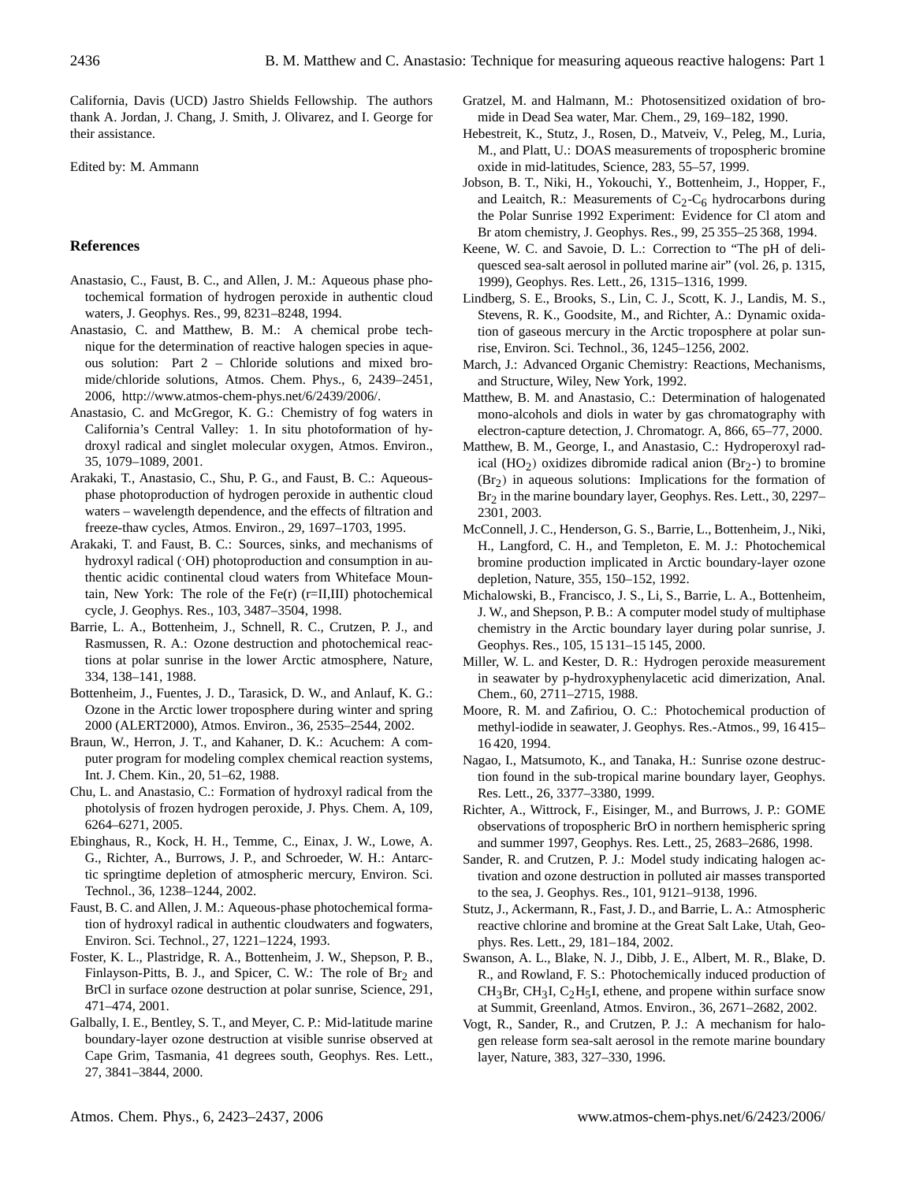California, Davis (UCD) Jastro Shields Fellowship. The authors thank A. Jordan, J. Chang, J. Smith, J. Olivarez, and I. George for their assistance.

Edited by: M. Ammann

## References

Anastasio, C., Faust, B. C., and Allen, J. M.: Aqueous phase photochemical formation of hydrogen peroxide in authentic cloud waters, J. Geophys. Res., 99, 8231–8248, 1994.

Anastasio, C. and Matthew, B. M.: A chemical probe technique for the determination of reactive halogen species in aqueous solution: Part 2 – Chloride solutions and mixed bromide/chloride solutions, Atmos. Chem. Phys., 6, 2439–2451, 2006, http://www.atmos-chem-phys.net/6/2439/2006/.

Anastasio, C. and McGregor, K. G.: Chemistry of fog waters in California's Central Valley: 1. In situ photoformation of hydroxyl radical and singlet molecular oxygen, Atmos. Environ., 35, 1079–1089, 2001.

Arakaki, T., Anastasio, C., Shu, P. G., and Faust, B. C.: Aqueous-phase photoproduction of hydrogen peroxide in authentic cloud waters – wavelength dependence, and the effects of filtration and freeze-thaw cycles, Atmos. Environ., 29, 1697–1703, 1995.

Arakaki, T. and Faust, B. C.: Sources, sinks, and mechanisms of hydroxyl radical (·OH) photoproduction and consumption in authentic acidic continental cloud waters from Whiteface Mountain, New York: The role of the Fe(r) (r=II,III) photochemical cycle, J. Geophys. Res., 103, 3487–3504, 1998.

Barrie, L. A., Bottenheim, J., Schnell, R. C., Crutzen, P. J., and Rasmussen, R. A.: Ozone destruction and photochemical reactions at polar sunrise in the lower Arctic atmosphere, Nature, 334, 138–141, 1988.

Bottenheim, J., Fuentes, J. D., Tarasick, D. W., and Anlauf, K. G.: Ozone in the Arctic lower troposphere during winter and spring 2000 (ALERT2000), Atmos. Environ., 36, 2535–2544, 2002.

Braun, W., Herron, J. T., and Kahaner, D. K.: Acuchem: A computer program for modeling complex chemical reaction systems, Int. J. Chem. Kin., 20, 51–62, 1988.

Chu, L. and Anastasio, C.: Formation of hydroxyl radical from the photolysis of frozen hydrogen peroxide, J. Phys. Chem. A, 109, 6264–6271, 2005.

Ebinghaus, R., Kock, H. H., Temme, C., Einax, J. W., Lowe, A. G., Richter, A., Burrows, J. P., and Schroeder, W. H.: Antarctic springtime depletion of atmospheric mercury, Environ. Sci. Technol., 36, 1238–1244, 2002.

Faust, B. C. and Allen, J. M.: Aqueous-phase photochemical formation of hydroxyl radical in authentic cloudwaters and fogwaters, Environ. Sci. Technol., 27, 1221–1224, 1993.

Foster, K. L., Plastridge, R. A., Bottenheim, J. W., Shepson, P. B., Finlayson-Pitts, B. J., and Spicer, C. W.: The role of $Br_2$ and BrCl in surface ozone destruction at polar sunrise, Science, 291, 471–474, 2001.

Galbally, I. E., Bentley, S. T., and Meyer, C. P.: Mid-latitude marine boundary-layer ozone destruction at visible sunrise observed at Cape Grim, Tasmania, 41 degrees south, Geophys. Res. Lett., 27, 3841–3844, 2000.

Gratzel, M. and Halmann, M.: Photosensitized oxidation of bromide in Dead Sea water, Mar. Chem., 29, 169–182, 1990.

Hebestreit, K., Stutz, J., Rosen, D., Matveiv, V., Peleg, M., Luria, M., and Platt, U.: DOAS measurements of tropospheric bromine oxide in mid-latitudes, Science, 283, 55–57, 1999.

Jobson, B. T., Niki, H., Yokouchi, Y., Bottenheim, J., Hopper, F., and Leaitch, R.: Measurements of $C_2$-$C_6$ hydrocarbons during the Polar Sunrise 1992 Experiment: Evidence for Cl atom and Br atom chemistry, J. Geophys. Res., 99, 25 355–25 368, 1994.

Keene, W. C. and Savoie, D. L.: Correction to "The pH of deliquesced sea-salt aerosol in polluted marine air" (vol. 26, p. 1315, 1999), Geophys. Res. Lett., 26, 1315–1316, 1999.

Lindberg, S. E., Brooks, S., Lin, C. J., Scott, K. J., Landis, M. S., Stevens, R. K., Goodsite, M., and Richter, A.: Dynamic oxidation of gaseous mercury in the Arctic troposphere at polar sunrise, Environ. Sci. Technol., 36, 1245–1256, 2002.

March, J.: Advanced Organic Chemistry: Reactions, Mechanisms, and Structure, Wiley, New York, 1992.

Matthew, B. M. and Anastasio, C.: Determination of halogenated mono-alcohols and diols in water by gas chromatography with electron-capture detection, J. Chromatogr. A, 866, 65–77, 2000.

Matthew, B. M., George, I., and Anastasio, C.: Hydroperoxyl radical ($HO_2$) oxidizes dibromide radical anion ($Br_2$-) to bromine ($Br_2$) in aqueous solutions: Implications for the formation of $Br_2$ in the marine boundary layer, Geophys. Res. Lett., 30, 2297–2301, 2003.

McConnell, J. C., Henderson, G. S., Barrie, L., Bottenheim, J., Niki, H., Langford, C. H., and Templeton, E. M. J.: Photochemical bromine production implicated in Arctic boundary-layer ozone depletion, Nature, 355, 150–152, 1992.

Michalowski, B., Francisco, J. S., Li, S., Barrie, L. A., Bottenheim, J. W., and Shepson, P. B.: A computer model study of multiphase chemistry in the Arctic boundary layer during polar sunrise, J. Geophys. Res., 105, 15 131–15 145, 2000.

Miller, W. L. and Kester, D. R.: Hydrogen peroxide measurement in seawater by p-hydroxyphenylacetic acid dimerization, Anal. Chem., 60, 2711–2715, 1988.

Moore, R. M. and Zafiriou, O. C.: Photochemical production of methyl-iodide in seawater, J. Geophys. Res.-Atmos., 99, 16 415–16 420, 1994.

Nagao, I., Matsumoto, K., and Tanaka, H.: Sunrise ozone destruction found in the sub-tropical marine boundary layer, Geophys. Res. Lett., 26, 3377–3380, 1999.

Richter, A., Wittrock, F., Eisinger, M., and Burrows, J. P.: GOME observations of tropospheric BrO in northern hemispheric spring and summer 1997, Geophys. Res. Lett., 25, 2683–2686, 1998.

Sander, R. and Crutzen, P. J.: Model study indicating halogen activation and ozone destruction in polluted air masses transported to the sea, J. Geophys. Res., 101, 9121–9138, 1996.

Stutz, J., Ackermann, R., Fast, J. D., and Barrie, L. A.: Atmospheric reactive chlorine and bromine at the Great Salt Lake, Utah, Geophys. Res. Lett., 29, 181–184, 2002.

Swanson, A. L., Blake, N. J., Dibb, J. E., Albert, M. R., Blake, D. R., and Rowland, F. S.: Photochemically induced production of $CH_3Br$, $CH_3I$, $C_2H_5I$, ethene, and propene within surface snow at Summit, Greenland, Atmos. Environ., 36, 2671–2682, 2002.

Vogt, R., Sander, R., and Crutzen, P. J.: A mechanism for halogen release form sea-salt aerosol in the remote marine boundary layer, Nature, 383, 327–330, 1996.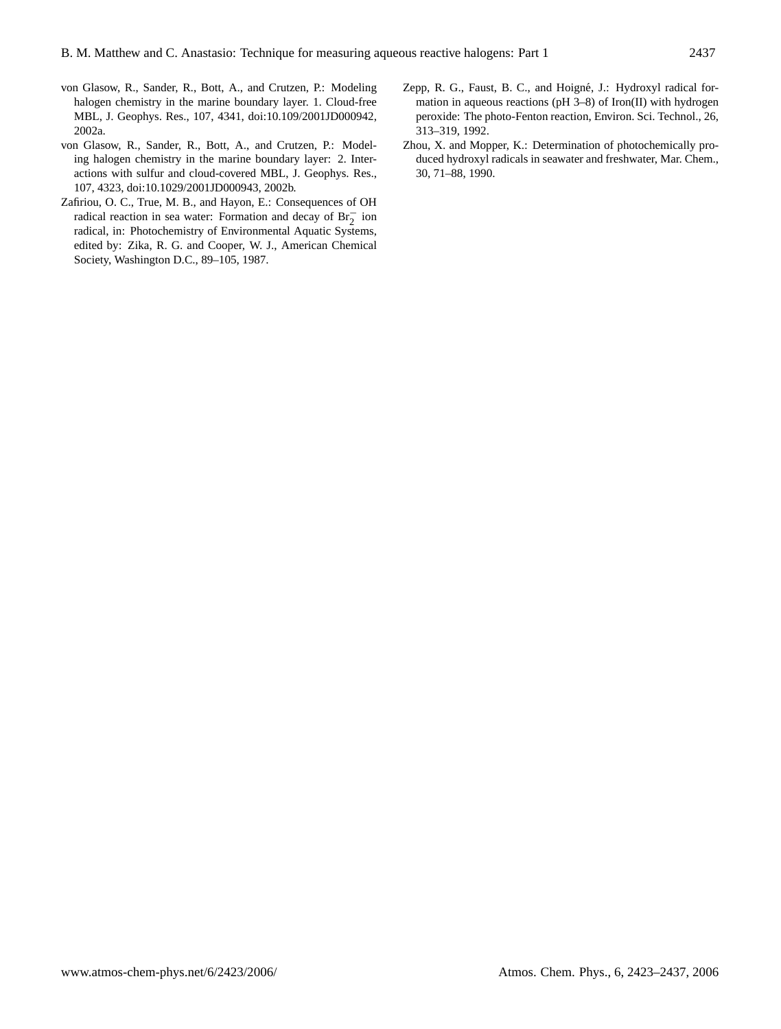von Glasow, R., Sander, R., Bott, A., and Crutzen, P.: Modeling halogen chemistry in the marine boundary layer. 1. Cloud-free MBL, J. Geophys. Res., 107, 4341, doi:10.109/2001JD000942, 2002a.

von Glasow, R., Sander, R., Bott, A., and Crutzen, P.: Modeling halogen chemistry in the marine boundary layer: 2. Interactions with sulfur and cloud-covered MBL, J. Geophys. Res., 107, 4323, doi:10.1029/2001JD000943, 2002b.

Zafiriou, O. C., True, M. B., and Hayon, E.: Consequences of OH radical reaction in sea water: Formation and decay of $Br_2^-$ ion radical, in: Photochemistry of Environmental Aquatic Systems, edited by: Zika, R. G. and Cooper, W. J., American Chemical Society, Washington D.C., 89–105, 1987.

Zepp, R. G., Faust, B. C., and Hoigné, J.: Hydroxyl radical formation in aqueous reactions (pH 3–8) of Iron(II) with hydrogen peroxide: The photo-Fenton reaction, Environ. Sci. Technol., 26, 313–319, 1992.

Zhou, X. and Mopper, K.: Determination of photochemically produced hydroxyl radicals in seawater and freshwater, Mar. Chem., 30, 71–88, 1990.